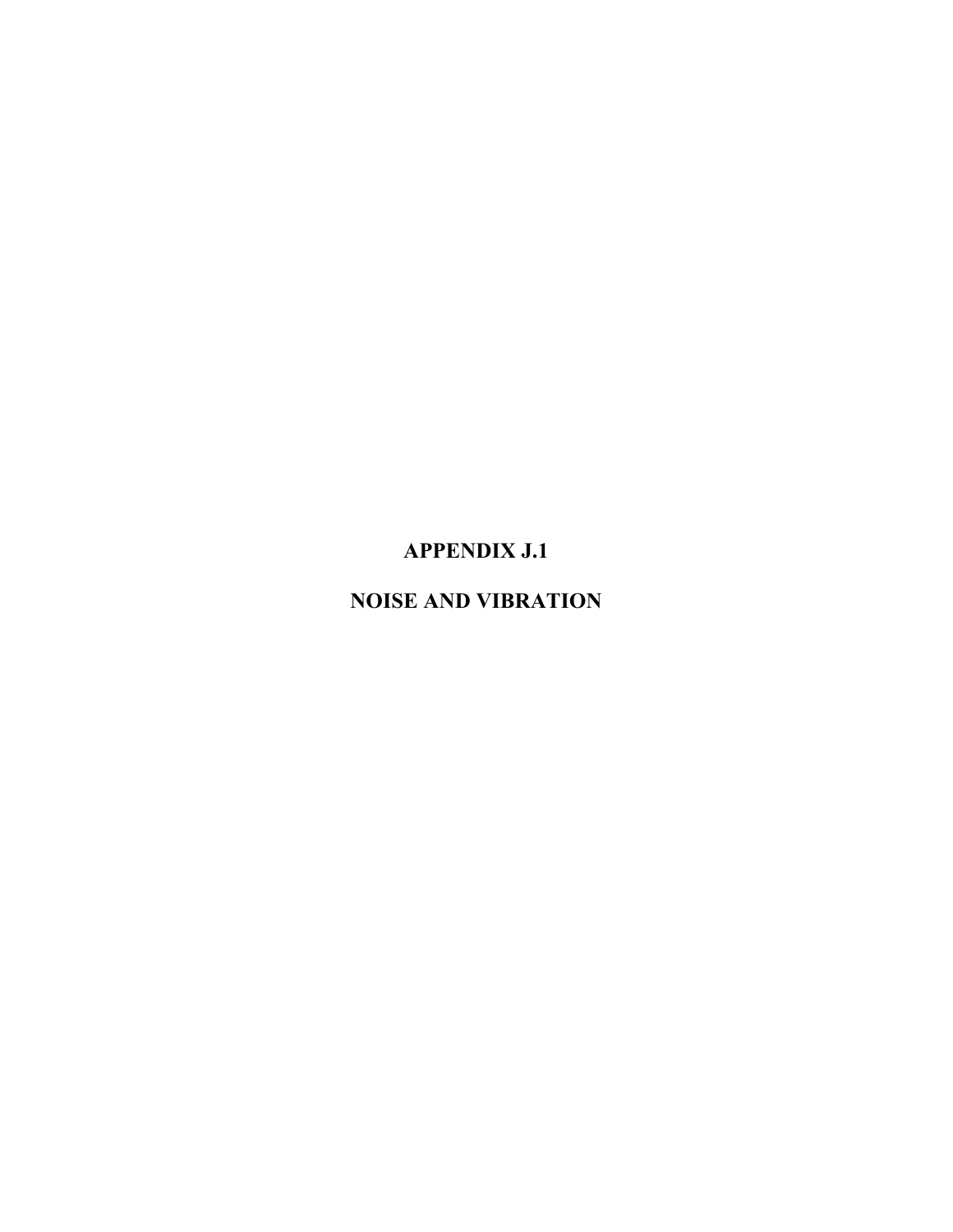# APPENDIX J.1

# NOISE AND VIBRATION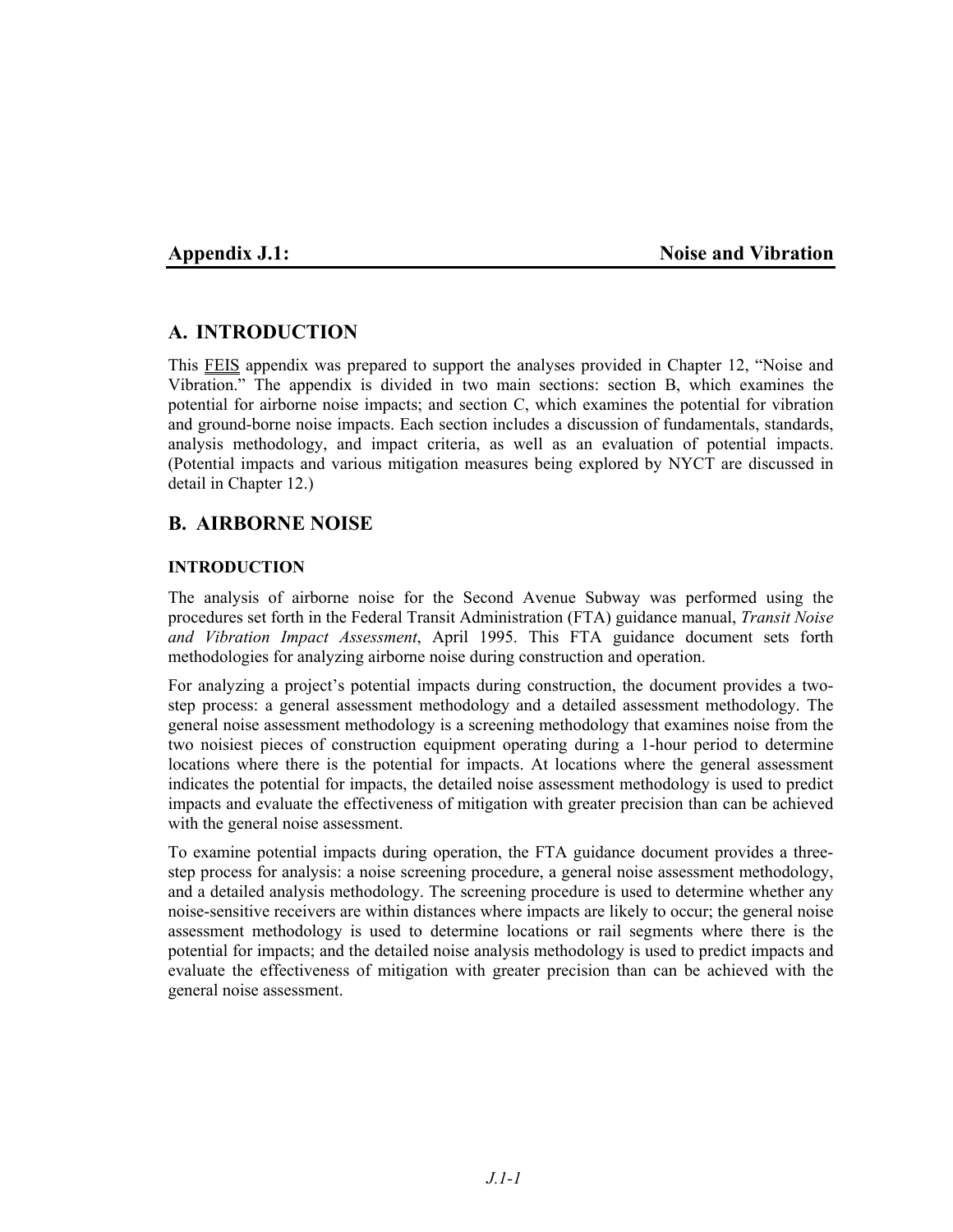# Appendix J.1: Noise and Vibration

## A. INTRODUCTION

This FEIS appendix was prepared to support the analyses provided in Chapter 12, "Noise and Vibration." The appendix is divided in two main sections: section B, which examines the potential for airborne noise impacts; and section C, which examines the potential for vibration and ground-borne noise impacts. Each section includes a discussion of fundamentals, standards, analysis methodology, and impact criteria, as well as an evaluation of potential impacts. (Potential impacts and various mitigation measures being explored by NYCT are discussed in detail in Chapter 12.)

## B. AIRBORNE NOISE

### INTRODUCTION

The analysis of airborne noise for the Second Avenue Subway was performed using the procedures set forth in the Federal Transit Administration (FTA) guidance manual, *Transit Noise and Vibration Impact Assessment*, April 1995. This FTA guidance document sets forth methodologies for analyzing airborne noise during construction and operation.

For analyzing a project's potential impacts during construction, the document provides a two-step process: a general assessment methodology and a detailed assessment methodology. The general noise assessment methodology is a screening methodology that examines noise from the two noisiest pieces of construction equipment operating during a 1-hour period to determine locations where there is the potential for impacts. At locations where the general assessment indicates the potential for impacts, the detailed noise assessment methodology is used to predict impacts and evaluate the effectiveness of mitigation with greater precision than can be achieved with the general noise assessment.

To examine potential impacts during operation, the FTA guidance document provides a three-step process for analysis: a noise screening procedure, a general noise assessment methodology, and a detailed analysis methodology. The screening procedure is used to determine whether any noise-sensitive receivers are within distances where impacts are likely to occur; the general noise assessment methodology is used to determine locations or rail segments where there is the potential for impacts; and the detailed noise analysis methodology is used to predict impacts and evaluate the effectiveness of mitigation with greater precision than can be achieved with the general noise assessment.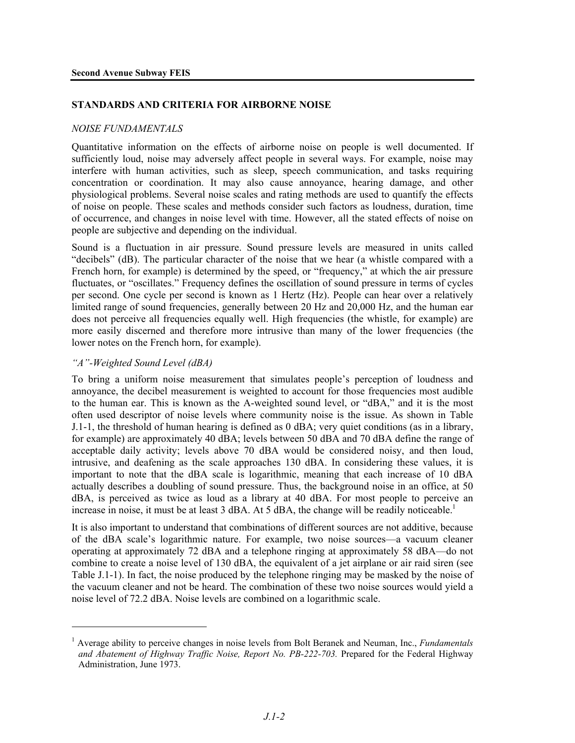## STANDARDS AND CRITERIA FOR AIRBORNE NOISE

### *NOISE FUNDAMENTALS*

Quantitative information on the effects of airborne noise on people is well documented. If sufficiently loud, noise may adversely affect people in several ways. For example, noise may interfere with human activities, such as sleep, speech communication, and tasks requiring concentration or coordination. It may also cause annoyance, hearing damage, and other physiological problems. Several noise scales and rating methods are used to quantify the effects of noise on people. These scales and methods consider such factors as loudness, duration, time of occurrence, and changes in noise level with time. However, all the stated effects of noise on people are subjective and depending on the individual.

Sound is a fluctuation in air pressure. Sound pressure levels are measured in units called "decibels" (dB). The particular character of the noise that we hear (a whistle compared with a French horn, for example) is determined by the speed, or "frequency," at which the air pressure fluctuates, or "oscillates." Frequency defines the oscillation of sound pressure in terms of cycles per second. One cycle per second is known as 1 Hertz (Hz). People can hear over a relatively limited range of sound frequencies, generally between 20 Hz and 20,000 Hz, and the human ear does not perceive all frequencies equally well. High frequencies (the whistle, for example) are more easily discerned and therefore more intrusive than many of the lower frequencies (the lower notes on the French horn, for example).

#### *"A"-Weighted Sound Level (dBA)*

To bring a uniform noise measurement that simulates people's perception of loudness and annoyance, the decibel measurement is weighted to account for those frequencies most audible to the human ear. This is known as the A-weighted sound level, or "dBA," and it is the most often used descriptor of noise levels where community noise is the issue. As shown in Table J.1-1, the threshold of human hearing is defined as 0 dBA; very quiet conditions (as in a library, for example) are approximately 40 dBA; levels between 50 dBA and 70 dBA define the range of acceptable daily activity; levels above 70 dBA would be considered noisy, and then loud, intrusive, and deafening as the scale approaches 130 dBA. In considering these values, it is important to note that the dBA scale is logarithmic, meaning that each increase of 10 dBA actually describes a doubling of sound pressure. Thus, the background noise in an office, at 50 dBA, is perceived as twice as loud as a library at 40 dBA. For most people to perceive an increase in noise, it must be at least 3 dBA. At 5 dBA, the change will be readily noticeable.[1]

It is also important to understand that combinations of different sources are not additive, because of the dBA scale's logarithmic nature. For example, two noise sources—a vacuum cleaner operating at approximately 72 dBA and a telephone ringing at approximately 58 dBA—do not combine to create a noise level of 130 dBA, the equivalent of a jet airplane or air raid siren (see Table J.1-1). In fact, the noise produced by the telephone ringing may be masked by the noise of the vacuum cleaner and not be heard. The combination of these two noise sources would yield a noise level of 72.2 dBA. Noise levels are combined on a logarithmic scale.

---

[1] Average ability to perceive changes in noise levels from Bolt Beranek and Neuman, Inc., *Fundamentals and Abatement of Highway Traffic Noise, Report No. PB-222-703.* Prepared for the Federal Highway Administration, June 1973.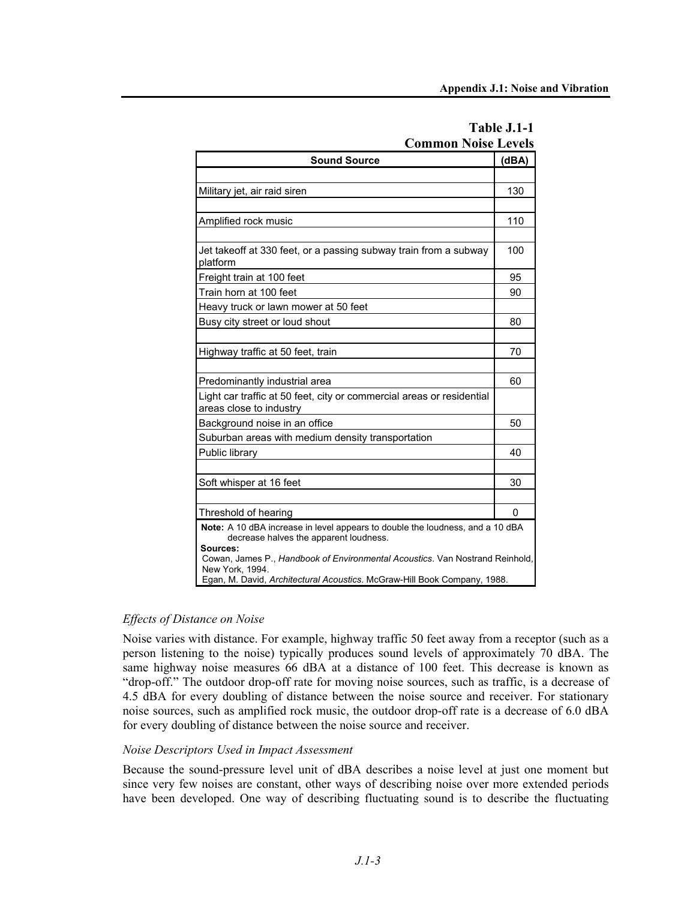**Table J.1-1**
**Common Noise Levels**

| Sound Source | (dBA) |
|---|---|
| | |
| Military jet, air raid siren | 130 |
| | |
| Amplified rock music | 110 |
| | |
| Jet takeoff at 330 feet, or a passing subway train from a subway platform | 100 |
| Freight train at 100 feet | 95 |
| Train horn at 100 feet | 90 |
| Heavy truck or lawn mower at 50 feet | |
| Busy city street or loud shout | 80 |
| | |
| Highway traffic at 50 feet, train | 70 |
| | |
| Predominantly industrial area | 60 |
| Light car traffic at 50 feet, city or commercial areas or residential areas close to industry | |
| Background noise in an office | 50 |
| Suburban areas with medium density transportation | |
| Public library | 40 |
| | |
| Soft whisper at 16 feet | 30 |
| | |
| Threshold of hearing | 0 |

**Note:** A 10 dBA increase in level appears to double the loudness, and a 10 dBA decrease halves the apparent loudness.

**Sources:**
Cowan, James P., *Handbook of Environmental Acoustics*. Van Nostrand Reinhold, New York, 1994.
Egan, M. David, *Architectural Acoustics*. McGraw-Hill Book Company, 1988.

*Effects of Distance on Noise*

Noise varies with distance. For example, highway traffic 50 feet away from a receptor (such as a person listening to the noise) typically produces sound levels of approximately 70 dBA. The same highway noise measures 66 dBA at a distance of 100 feet. This decrease is known as "drop-off." The outdoor drop-off rate for moving noise sources, such as traffic, is a decrease of 4.5 dBA for every doubling of distance between the noise source and receiver. For stationary noise sources, such as amplified rock music, the outdoor drop-off rate is a decrease of 6.0 dBA for every doubling of distance between the noise source and receiver.

*Noise Descriptors Used in Impact Assessment*

Because the sound-pressure level unit of dBA describes a noise level at just one moment but since very few noises are constant, other ways of describing noise over more extended periods have been developed. One way of describing fluctuating sound is to describe the fluctuating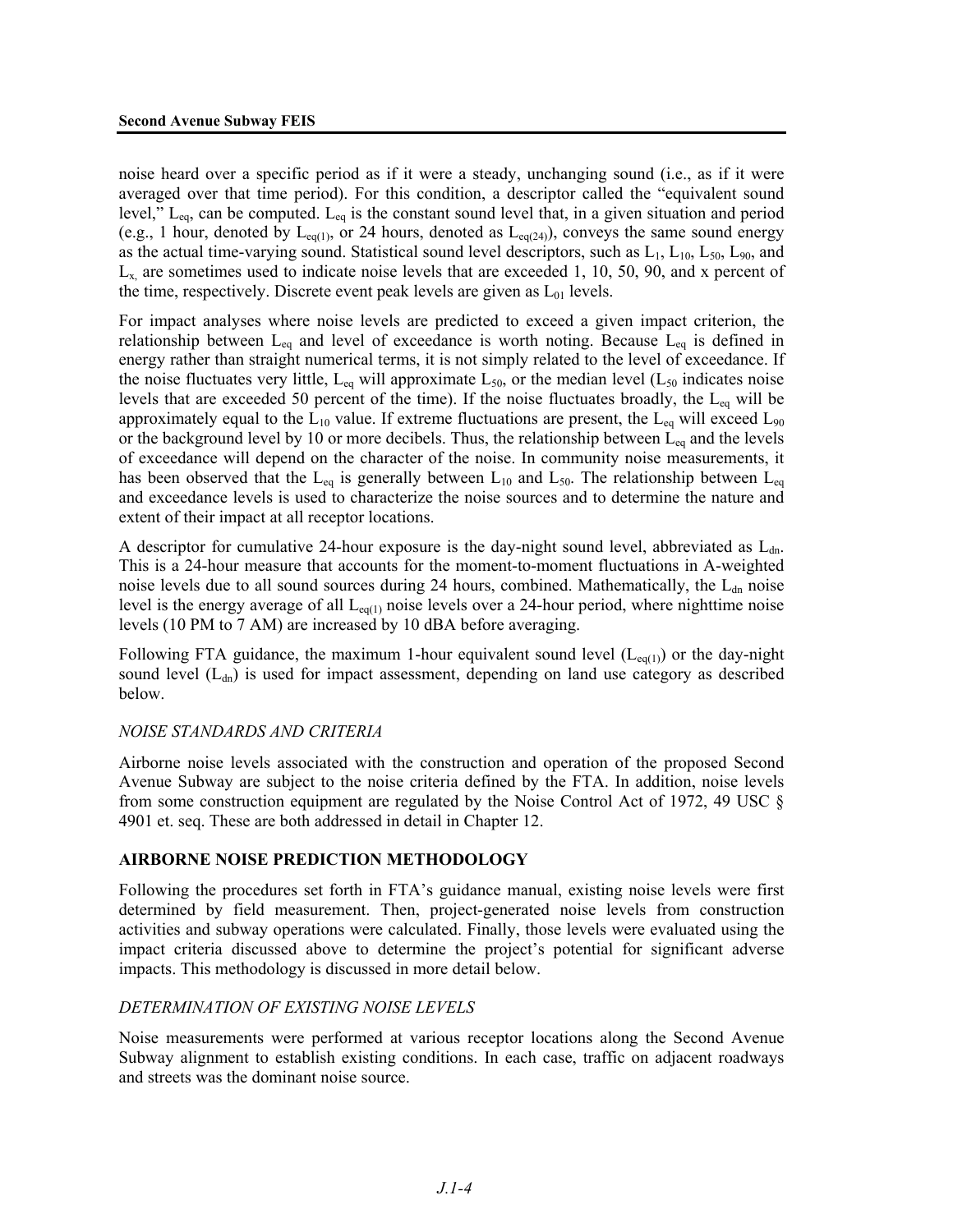noise heard over a specific period as if it were a steady, unchanging sound (i.e., as if it were averaged over that time period). For this condition, a descriptor called the "equivalent sound level," $L_{eq}$, can be computed. $L_{eq}$ is the constant sound level that, in a given situation and period (e.g., 1 hour, denoted by $L_{eq(1)}$, or 24 hours, denoted as $L_{eq(24)}$), conveys the same sound energy as the actual time-varying sound. Statistical sound level descriptors, such as $L_1$, $L_{10}$, $L_{50}$, $L_{90}$, and $L_x$, are sometimes used to indicate noise levels that are exceeded 1, 10, 50, 90, and x percent of the time, respectively. Discrete event peak levels are given as $L_{01}$ levels.

For impact analyses where noise levels are predicted to exceed a given impact criterion, the relationship between $L_{eq}$ and level of exceedance is worth noting. Because $L_{eq}$ is defined in energy rather than straight numerical terms, it is not simply related to the level of exceedance. If the noise fluctuates very little, $L_{eq}$ will approximate $L_{50}$, or the median level ($L_{50}$ indicates noise levels that are exceeded 50 percent of the time). If the noise fluctuates broadly, the $L_{eq}$ will be approximately equal to the $L_{10}$ value. If extreme fluctuations are present, the $L_{eq}$ will exceed $L_{90}$ or the background level by 10 or more decibels. Thus, the relationship between $L_{eq}$ and the levels of exceedance will depend on the character of the noise. In community noise measurements, it has been observed that the $L_{eq}$ is generally between $L_{10}$ and $L_{50}$. The relationship between $L_{eq}$ and exceedance levels is used to characterize the noise sources and to determine the nature and extent of their impact at all receptor locations.

A descriptor for cumulative 24-hour exposure is the day-night sound level, abbreviated as $L_{dn}$. This is a 24-hour measure that accounts for the moment-to-moment fluctuations in A-weighted noise levels due to all sound sources during 24 hours, combined. Mathematically, the $L_{dn}$ noise level is the energy average of all $L_{eq(1)}$ noise levels over a 24-hour period, where nighttime noise levels (10 PM to 7 AM) are increased by 10 dBA before averaging.

Following FTA guidance, the maximum 1-hour equivalent sound level ($L_{eq(1)}$) or the day-night sound level ($L_{dn}$) is used for impact assessment, depending on land use category as described below.

*NOISE STANDARDS AND CRITERIA*

Airborne noise levels associated with the construction and operation of the proposed Second Avenue Subway are subject to the noise criteria defined by the FTA. In addition, noise levels from some construction equipment are regulated by the Noise Control Act of 1972, 49 USC § 4901 et. seq. These are both addressed in detail in Chapter 12.

**AIRBORNE NOISE PREDICTION METHODOLOGY**

Following the procedures set forth in FTA's guidance manual, existing noise levels were first determined by field measurement. Then, project-generated noise levels from construction activities and subway operations were calculated. Finally, those levels were evaluated using the impact criteria discussed above to determine the project's potential for significant adverse impacts. This methodology is discussed in more detail below.

*DETERMINATION OF EXISTING NOISE LEVELS*

Noise measurements were performed at various receptor locations along the Second Avenue Subway alignment to establish existing conditions. In each case, traffic on adjacent roadways and streets was the dominant noise source.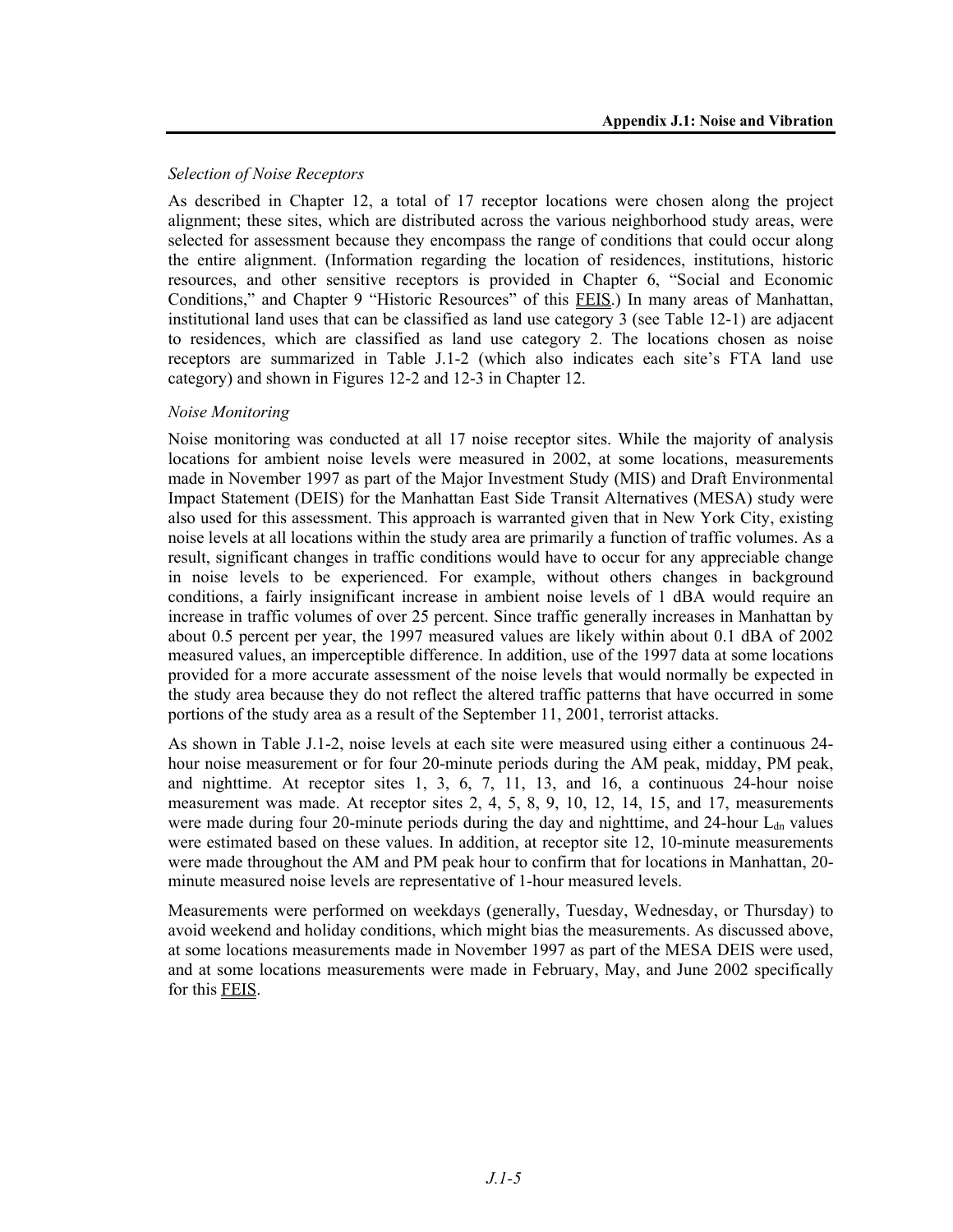*Selection of Noise Receptors*

As described in Chapter 12, a total of 17 receptor locations were chosen along the project alignment; these sites, which are distributed across the various neighborhood study areas, were selected for assessment because they encompass the range of conditions that could occur along the entire alignment. (Information regarding the location of residences, institutions, historic resources, and other sensitive receptors is provided in Chapter 6, "Social and Economic Conditions," and Chapter 9 "Historic Resources" of this FEIS.) In many areas of Manhattan, institutional land uses that can be classified as land use category 3 (see Table 12-1) are adjacent to residences, which are classified as land use category 2. The locations chosen as noise receptors are summarized in Table J.1-2 (which also indicates each site's FTA land use category) and shown in Figures 12-2 and 12-3 in Chapter 12.

*Noise Monitoring*

Noise monitoring was conducted at all 17 noise receptor sites. While the majority of analysis locations for ambient noise levels were measured in 2002, at some locations, measurements made in November 1997 as part of the Major Investment Study (MIS) and Draft Environmental Impact Statement (DEIS) for the Manhattan East Side Transit Alternatives (MESA) study were also used for this assessment. This approach is warranted given that in New York City, existing noise levels at all locations within the study area are primarily a function of traffic volumes. As a result, significant changes in traffic conditions would have to occur for any appreciable change in noise levels to be experienced. For example, without others changes in background conditions, a fairly insignificant increase in ambient noise levels of 1 dBA would require an increase in traffic volumes of over 25 percent. Since traffic generally increases in Manhattan by about 0.5 percent per year, the 1997 measured values are likely within about 0.1 dBA of 2002 measured values, an imperceptible difference. In addition, use of the 1997 data at some locations provided for a more accurate assessment of the noise levels that would normally be expected in the study area because they do not reflect the altered traffic patterns that have occurred in some portions of the study area as a result of the September 11, 2001, terrorist attacks.

As shown in Table J.1-2, noise levels at each site were measured using either a continuous 24-hour noise measurement or for four 20-minute periods during the AM peak, midday, PM peak, and nighttime. At receptor sites 1, 3, 6, 7, 11, 13, and 16, a continuous 24-hour noise measurement was made. At receptor sites 2, 4, 5, 8, 9, 10, 12, 14, 15, and 17, measurements were made during four 20-minute periods during the day and nighttime, and 24-hour $L_{dn}$ values were estimated based on these values. In addition, at receptor site 12, 10-minute measurements were made throughout the AM and PM peak hour to confirm that for locations in Manhattan, 20-minute measured noise levels are representative of 1-hour measured levels.

Measurements were performed on weekdays (generally, Tuesday, Wednesday, or Thursday) to avoid weekend and holiday conditions, which might bias the measurements. As discussed above, at some locations measurements made in November 1997 as part of the MESA DEIS were used, and at some locations measurements were made in February, May, and June 2002 specifically for this FEIS.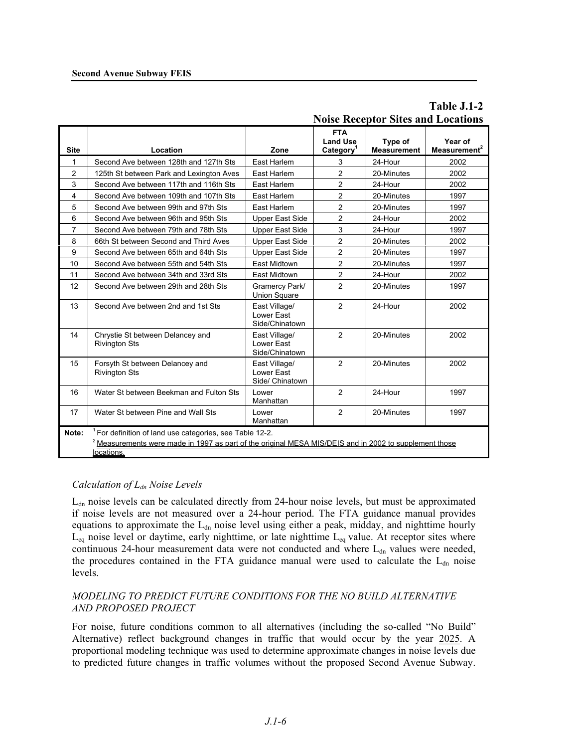**Table J.1-2**
**Noise Receptor Sites and Locations**

| Site | Location | Zone | FTA Land Use Category[1] | Type of Measurement | Year of Measurement[2] |
|---|---|---|---|---|---|
| 1 | Second Ave between 128th and 127th Sts | East Harlem | 3 | 24-Hour | 2002 |
| 2 | 125th St between Park and Lexington Aves | East Harlem | 2 | 20-Minutes | 2002 |
| 3 | Second Ave between 117th and 116th Sts | East Harlem | 2 | 24-Hour | 2002 |
| 4 | Second Ave between 109th and 107th Sts | East Harlem | 2 | 20-Minutes | 1997 |
| 5 | Second Ave between 99th and 97th Sts | East Harlem | 2 | 20-Minutes | 1997 |
| 6 | Second Ave between 96th and 95th Sts | Upper East Side | 2 | 24-Hour | 2002 |
| 7 | Second Ave between 79th and 78th Sts | Upper East Side | 3 | 24-Hour | 1997 |
| 8 | 66th St between Second and Third Aves | Upper East Side | 2 | 20-Minutes | 2002 |
| 9 | Second Ave between 65th and 64th Sts | Upper East Side | 2 | 20-Minutes | 1997 |
| 10 | Second Ave between 55th and 54th Sts | East Midtown | 2 | 20-Minutes | 1997 |
| 11 | Second Ave between 34th and 33rd Sts | East Midtown | 2 | 24-Hour | 2002 |
| 12 | Second Ave between 29th and 28th Sts | Gramercy Park/ Union Square | 2 | 20-Minutes | 1997 |
| 13 | Second Ave between 2nd and 1st Sts | East Village/ Lower East Side/Chinatown | 2 | 24-Hour | 2002 |
| 14 | Chrystie St between Delancey and Rivington Sts | East Village/ Lower East Side/Chinatown | 2 | 20-Minutes | 2002 |
| 15 | Forsyth St between Delancey and Rivington Sts | East Village/ Lower East Side/ Chinatown | 2 | 20-Minutes | 2002 |
| 16 | Water St between Beekman and Fulton Sts | Lower Manhattan | 2 | 24-Hour | 1997 |
| 17 | Water St between Pine and Wall Sts | Lower Manhattan | 2 | 20-Minutes | 1997 |

**Note:** [1] For definition of land use categories, see Table 12-2.
[2] Measurements were made in 1997 as part of the original MESA MIS/DEIS and in 2002 to supplement those locations.

*Calculation of $L_{dn}$ Noise Levels*

$L_{dn}$ noise levels can be calculated directly from 24-hour noise levels, but must be approximated if noise levels are not measured over a 24-hour period. The FTA guidance manual provides equations to approximate the $L_{dn}$ noise level using either a peak, midday, and nighttime hourly $L_{eq}$ noise level or daytime, early nighttime, or late nighttime $L_{eq}$ value. At receptor sites where continuous 24-hour measurement data were not conducted and where $L_{dn}$ values were needed, the procedures contained in the FTA guidance manual were used to calculate the $L_{dn}$ noise levels.

*MODELING TO PREDICT FUTURE CONDITIONS FOR THE NO BUILD ALTERNATIVE AND PROPOSED PROJECT*

For noise, future conditions common to all alternatives (including the so-called "No Build" Alternative) reflect background changes in traffic that would occur by the year 2025. A proportional modeling technique was used to determine approximate changes in noise levels due to predicted future changes in traffic volumes without the proposed Second Avenue Subway.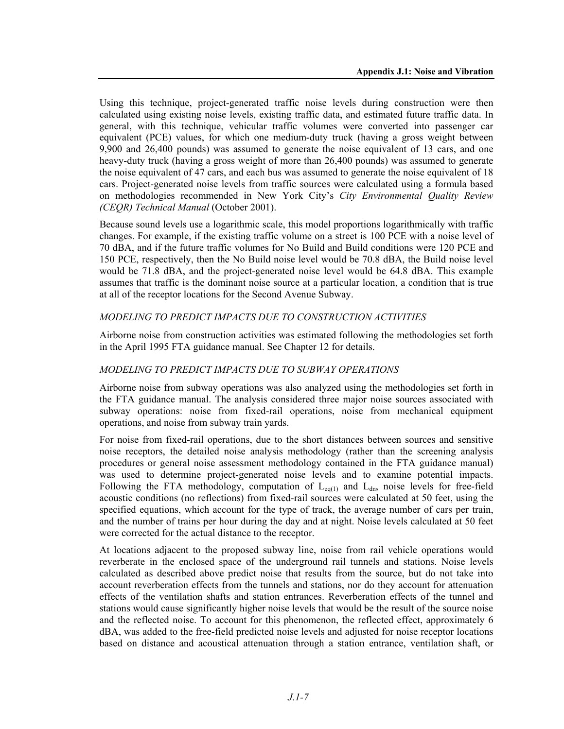Using this technique, project-generated traffic noise levels during construction were then calculated using existing noise levels, existing traffic data, and estimated future traffic data. In general, with this technique, vehicular traffic volumes were converted into passenger car equivalent (PCE) values, for which one medium-duty truck (having a gross weight between 9,900 and 26,400 pounds) was assumed to generate the noise equivalent of 13 cars, and one heavy-duty truck (having a gross weight of more than 26,400 pounds) was assumed to generate the noise equivalent of 47 cars, and each bus was assumed to generate the noise equivalent of 18 cars. Project-generated noise levels from traffic sources were calculated using a formula based on methodologies recommended in New York City's *City Environmental Quality Review (CEQR) Technical Manual* (October 2001).

Because sound levels use a logarithmic scale, this model proportions logarithmically with traffic changes. For example, if the existing traffic volume on a street is 100 PCE with a noise level of 70 dBA, and if the future traffic volumes for No Build and Build conditions were 120 PCE and 150 PCE, respectively, then the No Build noise level would be 70.8 dBA, the Build noise level would be 71.8 dBA, and the project-generated noise level would be 64.8 dBA. This example assumes that traffic is the dominant noise source at a particular location, a condition that is true at all of the receptor locations for the Second Avenue Subway.

### *MODELING TO PREDICT IMPACTS DUE TO CONSTRUCTION ACTIVITIES*

Airborne noise from construction activities was estimated following the methodologies set forth in the April 1995 FTA guidance manual. See Chapter 12 for details.

### *MODELING TO PREDICT IMPACTS DUE TO SUBWAY OPERATIONS*

Airborne noise from subway operations was also analyzed using the methodologies set forth in the FTA guidance manual. The analysis considered three major noise sources associated with subway operations: noise from fixed-rail operations, noise from mechanical equipment operations, and noise from subway train yards.

For noise from fixed-rail operations, due to the short distances between sources and sensitive noise receptors, the detailed noise analysis methodology (rather than the screening analysis procedures or general noise assessment methodology contained in the FTA guidance manual) was used to determine project-generated noise levels and to examine potential impacts. Following the FTA methodology, computation of $L_{eq(1)}$ and $L_{dn}$, noise levels for free-field acoustic conditions (no reflections) from fixed-rail sources were calculated at 50 feet, using the specified equations, which account for the type of track, the average number of cars per train, and the number of trains per hour during the day and at night. Noise levels calculated at 50 feet were corrected for the actual distance to the receptor.

At locations adjacent to the proposed subway line, noise from rail vehicle operations would reverberate in the enclosed space of the underground rail tunnels and stations. Noise levels calculated as described above predict noise that results from the source, but do not take into account reverberation effects from the tunnels and stations, nor do they account for attenuation effects of the ventilation shafts and station entrances. Reverberation effects of the tunnel and stations would cause significantly higher noise levels that would be the result of the source noise and the reflected noise. To account for this phenomenon, the reflected effect, approximately 6 dBA, was added to the free-field predicted noise levels and adjusted for noise receptor locations based on distance and acoustical attenuation through a station entrance, ventilation shaft, or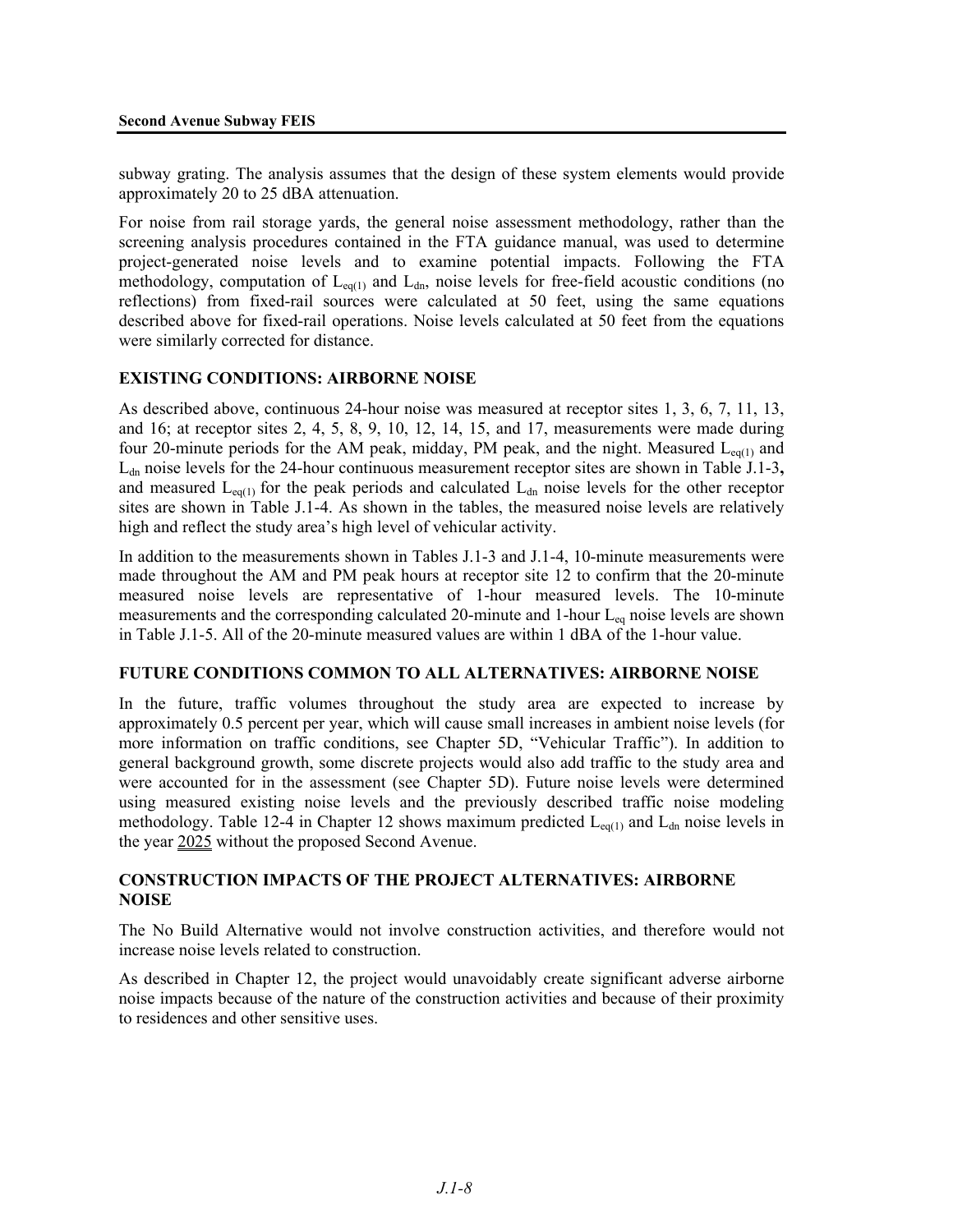subway grating. The analysis assumes that the design of these system elements would provide approximately 20 to 25 dBA attenuation.

For noise from rail storage yards, the general noise assessment methodology, rather than the screening analysis procedures contained in the FTA guidance manual, was used to determine project-generated noise levels and to examine potential impacts. Following the FTA methodology, computation of $L_{eq(1)}$ and $L_{dn}$, noise levels for free-field acoustic conditions (no reflections) from fixed-rail sources were calculated at 50 feet, using the same equations described above for fixed-rail operations. Noise levels calculated at 50 feet from the equations were similarly corrected for distance.

### EXISTING CONDITIONS: AIRBORNE NOISE

As described above, continuous 24-hour noise was measured at receptor sites 1, 3, 6, 7, 11, 13, and 16; at receptor sites 2, 4, 5, 8, 9, 10, 12, 14, 15, and 17, measurements were made during four 20-minute periods for the AM peak, midday, PM peak, and the night. Measured $L_{eq(1)}$ and $L_{dn}$ noise levels for the 24-hour continuous measurement receptor sites are shown in Table J.1-3**,** and measured $L_{eq(1)}$ for the peak periods and calculated $L_{dn}$ noise levels for the other receptor sites are shown in Table J.1-4. As shown in the tables, the measured noise levels are relatively high and reflect the study area's high level of vehicular activity.

In addition to the measurements shown in Tables J.1-3 and J.1-4, 10-minute measurements were made throughout the AM and PM peak hours at receptor site 12 to confirm that the 20-minute measured noise levels are representative of 1-hour measured levels. The 10-minute measurements and the corresponding calculated 20-minute and 1-hour $L_{eq}$ noise levels are shown in Table J.1-5. All of the 20-minute measured values are within 1 dBA of the 1-hour value.

### FUTURE CONDITIONS COMMON TO ALL ALTERNATIVES: AIRBORNE NOISE

In the future, traffic volumes throughout the study area are expected to increase by approximately 0.5 percent per year, which will cause small increases in ambient noise levels (for more information on traffic conditions, see Chapter 5D, "Vehicular Traffic"). In addition to general background growth, some discrete projects would also add traffic to the study area and were accounted for in the assessment (see Chapter 5D). Future noise levels were determined using measured existing noise levels and the previously described traffic noise modeling methodology. Table 12-4 in Chapter 12 shows maximum predicted $L_{eq(1)}$ and $L_{dn}$ noise levels in the year 2025 without the proposed Second Avenue.

### CONSTRUCTION IMPACTS OF THE PROJECT ALTERNATIVES: AIRBORNE NOISE

The No Build Alternative would not involve construction activities, and therefore would not increase noise levels related to construction.

As described in Chapter 12, the project would unavoidably create significant adverse airborne noise impacts because of the nature of the construction activities and because of their proximity to residences and other sensitive uses.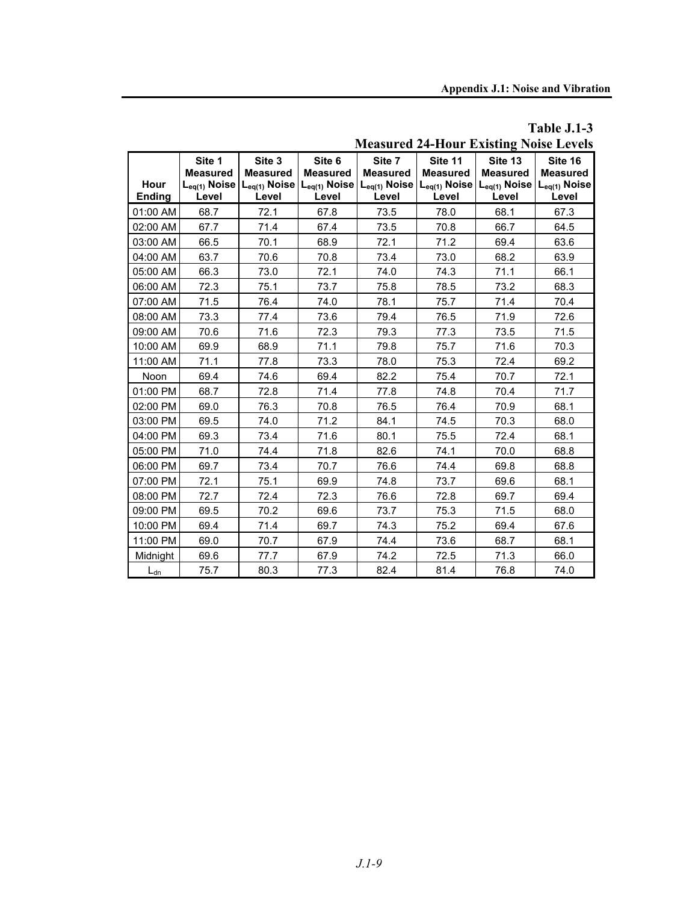**Table J.1-3**
**Measured 24-Hour Existing Noise Levels**

| Hour Ending | Site 1 Measured $L_{eq(1)}$ Noise Level | Site 3 Measured $L_{eq(1)}$ Noise Level | Site 6 Measured $L_{eq(1)}$ Noise Level | Site 7 Measured $L_{eq(1)}$ Noise Level | Site 11 Measured $L_{eq(1)}$ Noise Level | Site 13 Measured $L_{eq(1)}$ Noise Level | Site 16 Measured $L_{eq(1)}$ Noise Level |
|---|---|---|---|---|---|---|---|
| 01:00 AM | 68.7 | 72.1 | 67.8 | 73.5 | 78.0 | 68.1 | 67.3 |
| 02:00 AM | 67.7 | 71.4 | 67.4 | 73.5 | 70.8 | 66.7 | 64.5 |
| 03:00 AM | 66.5 | 70.1 | 68.9 | 72.1 | 71.2 | 69.4 | 63.6 |
| 04:00 AM | 63.7 | 70.6 | 70.8 | 73.4 | 73.0 | 68.2 | 63.9 |
| 05:00 AM | 66.3 | 73.0 | 72.1 | 74.0 | 74.3 | 71.1 | 66.1 |
| 06:00 AM | 72.3 | 75.1 | 73.7 | 75.8 | 78.5 | 73.2 | 68.3 |
| 07:00 AM | 71.5 | 76.4 | 74.0 | 78.1 | 75.7 | 71.4 | 70.4 |
| 08:00 AM | 73.3 | 77.4 | 73.6 | 79.4 | 76.5 | 71.9 | 72.6 |
| 09:00 AM | 70.6 | 71.6 | 72.3 | 79.3 | 77.3 | 73.5 | 71.5 |
| 10:00 AM | 69.9 | 68.9 | 71.1 | 79.8 | 75.7 | 71.6 | 70.3 |
| 11:00 AM | 71.1 | 77.8 | 73.3 | 78.0 | 75.3 | 72.4 | 69.2 |
| Noon | 69.4 | 74.6 | 69.4 | 82.2 | 75.4 | 70.7 | 72.1 |
| 01:00 PM | 68.7 | 72.8 | 71.4 | 77.8 | 74.8 | 70.4 | 71.7 |
| 02:00 PM | 69.0 | 76.3 | 70.8 | 76.5 | 76.4 | 70.9 | 68.1 |
| 03:00 PM | 69.5 | 74.0 | 71.2 | 84.1 | 74.5 | 70.3 | 68.0 |
| 04:00 PM | 69.3 | 73.4 | 71.6 | 80.1 | 75.5 | 72.4 | 68.1 |
| 05:00 PM | 71.0 | 74.4 | 71.8 | 82.6 | 74.1 | 70.0 | 68.8 |
| 06:00 PM | 69.7 | 73.4 | 70.7 | 76.6 | 74.4 | 69.8 | 68.8 |
| 07:00 PM | 72.1 | 75.1 | 69.9 | 74.8 | 73.7 | 69.6 | 68.1 |
| 08:00 PM | 72.7 | 72.4 | 72.3 | 76.6 | 72.8 | 69.7 | 69.4 |
| 09:00 PM | 69.5 | 70.2 | 69.6 | 73.7 | 75.3 | 71.5 | 68.0 |
| 10:00 PM | 69.4 | 71.4 | 69.7 | 74.3 | 75.2 | 69.4 | 67.6 |
| 11:00 PM | 69.0 | 70.7 | 67.9 | 74.4 | 73.6 | 68.7 | 68.1 |
| Midnight | 69.6 | 77.7 | 67.9 | 74.2 | 72.5 | 71.3 | 66.0 |
| $L_{dn}$ | 75.7 | 80.3 | 77.3 | 82.4 | 81.4 | 76.8 | 74.0 |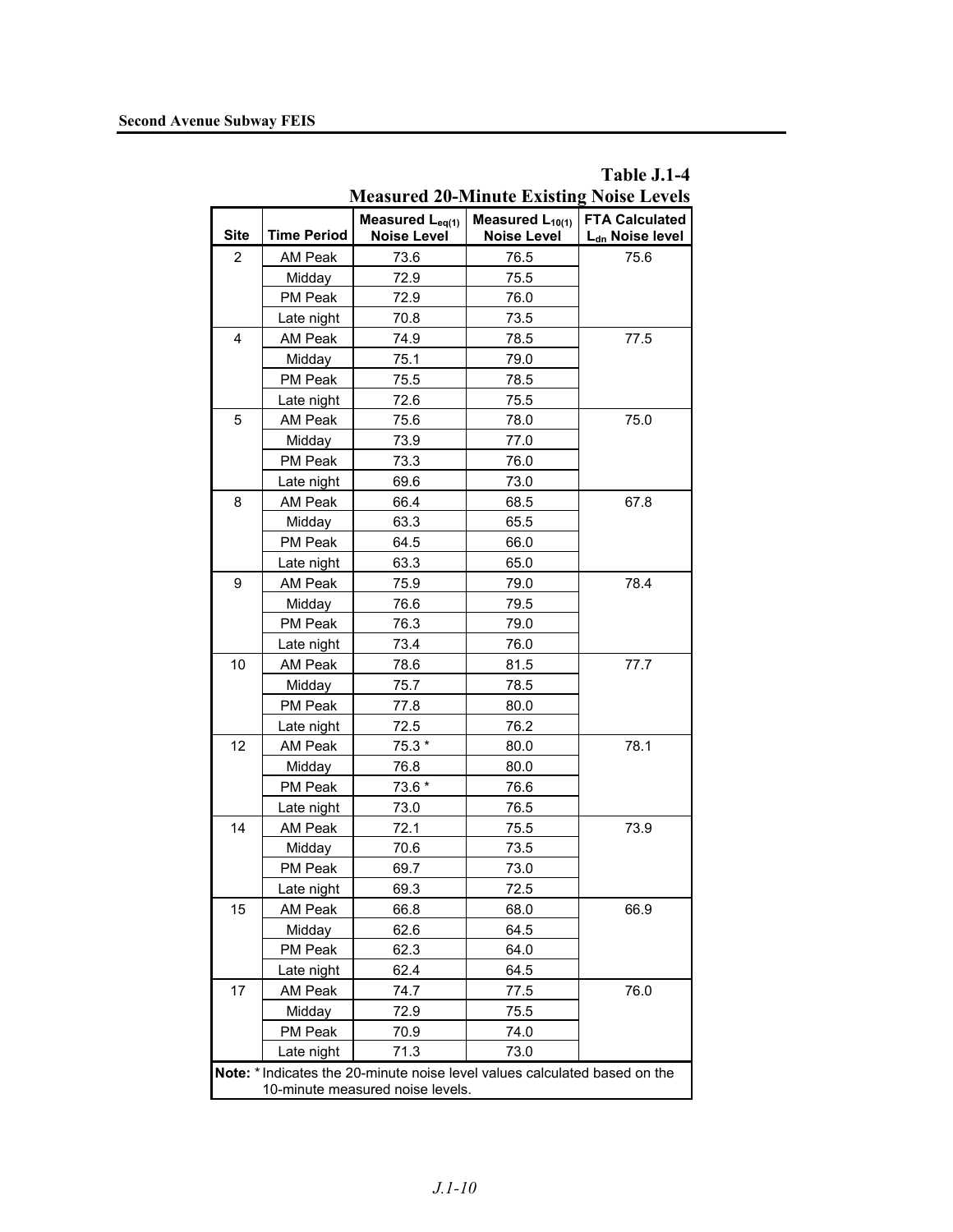### Table J.1-4
### Measured 20-Minute Existing Noise Levels

| Site | Time Period | Measured $L_{eq(1)}$ Noise Level | Measured $L_{10(1)}$ Noise Level | FTA Calculated $L_{dn}$ Noise level |
|---|---|---|---|---|
| 2 | AM Peak | 73.6 | 76.5 | 75.6 |
| | Midday | 72.9 | 75.5 | |
| | PM Peak | 72.9 | 76.0 | |
| | Late night | 70.8 | 73.5 | |
| 4 | AM Peak | 74.9 | 78.5 | 77.5 |
| | Midday | 75.1 | 79.0 | |
| | PM Peak | 75.5 | 78.5 | |
| | Late night | 72.6 | 75.5 | |
| 5 | AM Peak | 75.6 | 78.0 | 75.0 |
| | Midday | 73.9 | 77.0 | |
| | PM Peak | 73.3 | 76.0 | |
| | Late night | 69.6 | 73.0 | |
| 8 | AM Peak | 66.4 | 68.5 | 67.8 |
| | Midday | 63.3 | 65.5 | |
| | PM Peak | 64.5 | 66.0 | |
| | Late night | 63.3 | 65.0 | |
| 9 | AM Peak | 75.9 | 79.0 | 78.4 |
| | Midday | 76.6 | 79.5 | |
| | PM Peak | 76.3 | 79.0 | |
| | Late night | 73.4 | 76.0 | |
| 10 | AM Peak | 78.6 | 81.5 | 77.7 |
| | Midday | 75.7 | 78.5 | |
| | PM Peak | 77.8 | 80.0 | |
| | Late night | 72.5 | 76.2 | |
| 12 | AM Peak | 75.3 * | 80.0 | 78.1 |
| | Midday | 76.8 | 80.0 | |
| | PM Peak | 73.6 * | 76.6 | |
| | Late night | 73.0 | 76.5 | |
| 14 | AM Peak | 72.1 | 75.5 | 73.9 |
| | Midday | 70.6 | 73.5 | |
| | PM Peak | 69.7 | 73.0 | |
| | Late night | 69.3 | 72.5 | |
| 15 | AM Peak | 66.8 | 68.0 | 66.9 |
| | Midday | 62.6 | 64.5 | |
| | PM Peak | 62.3 | 64.0 | |
| | Late night | 62.4 | 64.5 | |
| 17 | AM Peak | 74.7 | 77.5 | 76.0 |
| | Midday | 72.9 | 75.5 | |
| | PM Peak | 70.9 | 74.0 | |
| | Late night | 71.3 | 73.0 | |

**Note:** * Indicates the 20-minute noise level values calculated based on the 10-minute measured noise levels.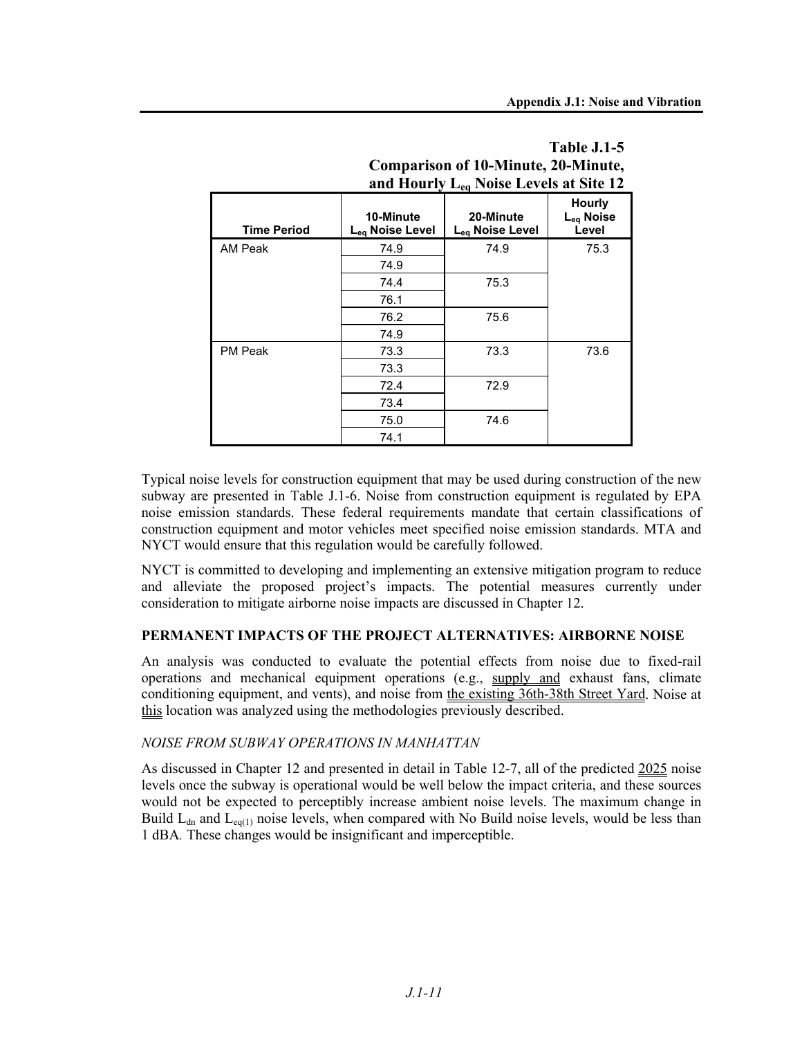**Table J.1-5**
**Comparison of 10-Minute, 20-Minute, and Hourly $L_{eq}$ Noise Levels at Site 12**

| Time Period | 10-Minute $L_{eq}$ Noise Level | 20-Minute $L_{eq}$ Noise Level | Hourly $L_{eq}$ Noise Level |
|---|---|---|---|
| AM Peak | 74.9 | 74.9 | 75.3 |
| | 74.9 | | |
| | 74.4 | 75.3 | |
| | 76.1 | | |
| | 76.2 | 75.6 | |
| | 74.9 | | |
| PM Peak | 73.3 | 73.3 | 73.6 |
| | 73.3 | | |
| | 72.4 | 72.9 | |
| | 73.4 | | |
| | 75.0 | 74.6 | |
| | 74.1 | | |

Typical noise levels for construction equipment that may be used during construction of the new subway are presented in Table J.1-6. Noise from construction equipment is regulated by EPA noise emission standards. These federal requirements mandate that certain classifications of construction equipment and motor vehicles meet specified noise emission standards. MTA and NYCT would ensure that this regulation would be carefully followed.

NYCT is committed to developing and implementing an extensive mitigation program to reduce and alleviate the proposed project's impacts. The potential measures currently under consideration to mitigate airborne noise impacts are discussed in Chapter 12.

### PERMANENT IMPACTS OF THE PROJECT ALTERNATIVES: AIRBORNE NOISE

An analysis was conducted to evaluate the potential effects from noise due to fixed-rail operations and mechanical equipment operations (e.g., supply and exhaust fans, climate conditioning equipment, and vents), and noise from the existing 36th-38th Street Yard. Noise at this location was analyzed using the methodologies previously described.

#### *NOISE FROM SUBWAY OPERATIONS IN MANHATTAN*

As discussed in Chapter 12 and presented in detail in Table 12-7, all of the predicted 2025 noise levels once the subway is operational would be well below the impact criteria, and these sources would not be expected to perceptibly increase ambient noise levels. The maximum change in Build $L_{dn}$ and $L_{eq(1)}$ noise levels, when compared with No Build noise levels, would be less than 1 dBA. These changes would be insignificant and imperceptible.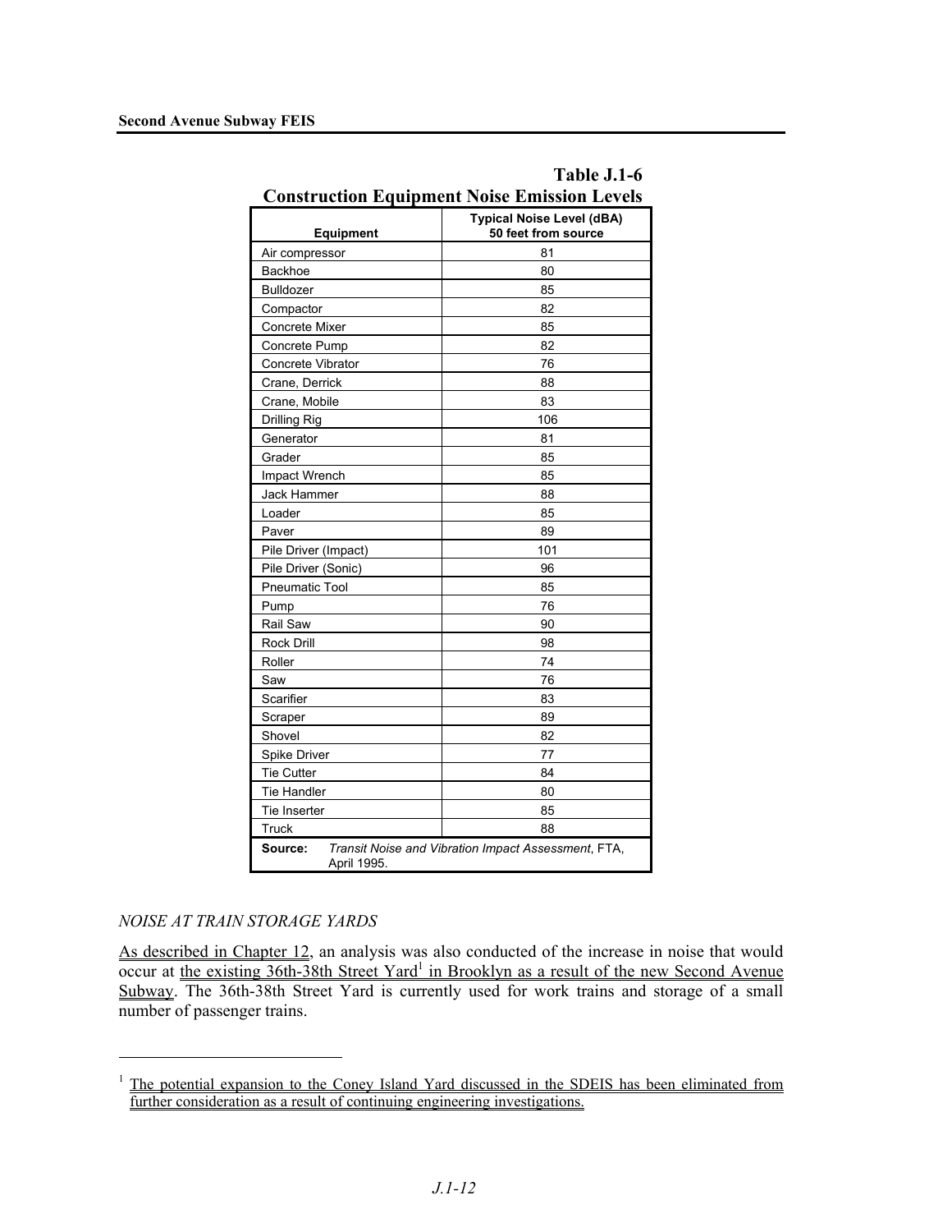**Table J.1-6**
**Construction Equipment Noise Emission Levels**

| Equipment | Typical Noise Level (dBA) 50 feet from source |
|---|---|
| Air compressor | 81 |
| Backhoe | 80 |
| Bulldozer | 85 |
| Compactor | 82 |
| Concrete Mixer | 85 |
| Concrete Pump | 82 |
| Concrete Vibrator | 76 |
| Crane, Derrick | 88 |
| Crane, Mobile | 83 |
| Drilling Rig | 106 |
| Generator | 81 |
| Grader | 85 |
| Impact Wrench | 85 |
| Jack Hammer | 88 |
| Loader | 85 |
| Paver | 89 |
| Pile Driver (Impact) | 101 |
| Pile Driver (Sonic) | 96 |
| Pneumatic Tool | 85 |
| Pump | 76 |
| Rail Saw | 90 |
| Rock Drill | 98 |
| Roller | 74 |
| Saw | 76 |
| Scarifier | 83 |
| Scraper | 89 |
| Shovel | 82 |
| Spike Driver | 77 |
| Tie Cutter | 84 |
| Tie Handler | 80 |
| Tie Inserter | 85 |
| Truck | 88 |

**Source:** *Transit Noise and Vibration Impact Assessment*, FTA, April 1995.

*NOISE AT TRAIN STORAGE YARDS*

As described in Chapter 12, an analysis was also conducted of the increase in noise that would occur at the existing 36th-38th Street Yard[1] in Brooklyn as a result of the new Second Avenue Subway. The 36th-38th Street Yard is currently used for work trains and storage of a small number of passenger trains.

[1] The potential expansion to the Coney Island Yard discussed in the SDEIS has been eliminated from further consideration as a result of continuing engineering investigations.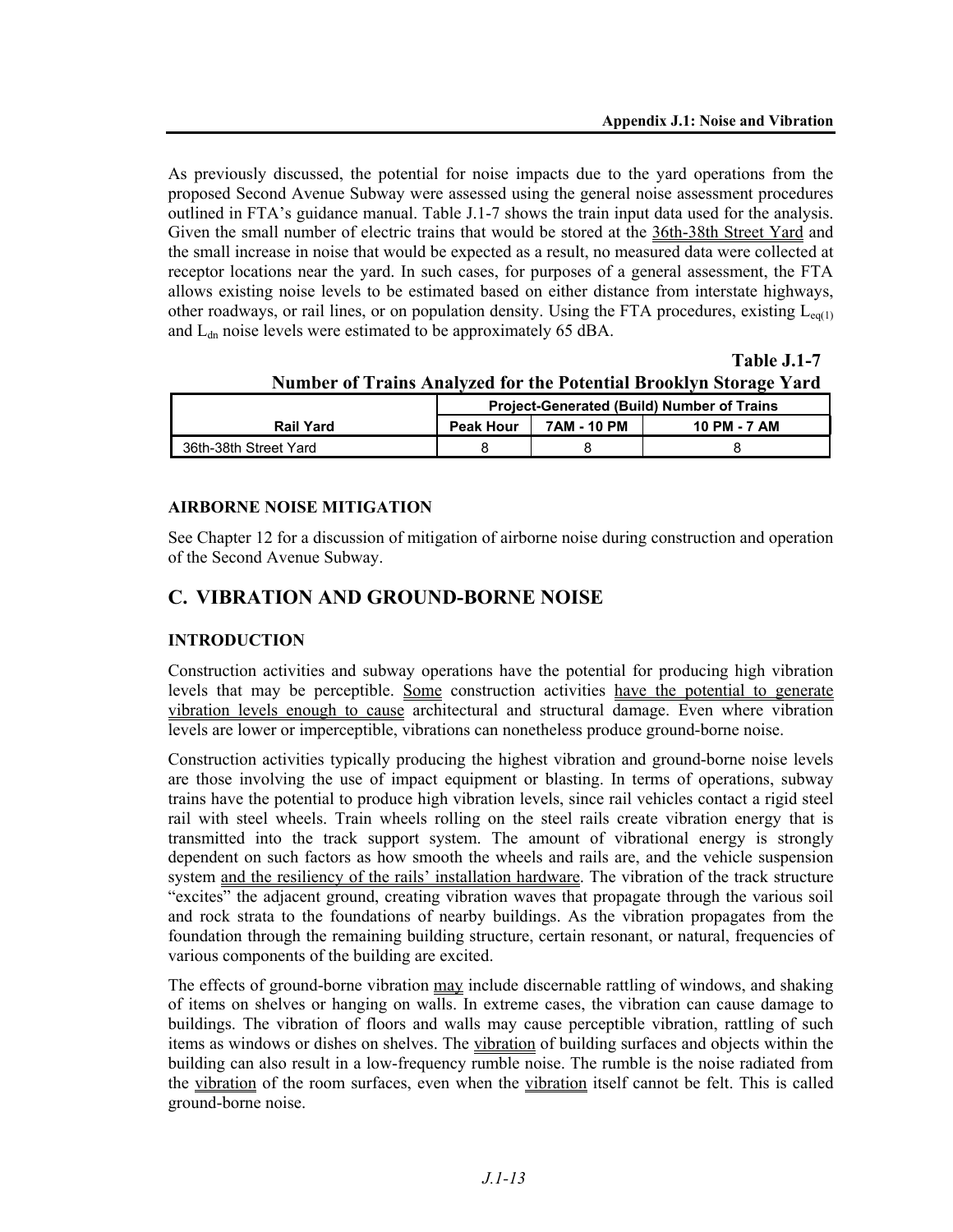As previously discussed, the potential for noise impacts due to the yard operations from the proposed Second Avenue Subway were assessed using the general noise assessment procedures outlined in FTA's guidance manual. Table J.1-7 shows the train input data used for the analysis. Given the small number of electric trains that would be stored at the 36th-38th Street Yard and the small increase in noise that would be expected as a result, no measured data were collected at receptor locations near the yard. In such cases, for purposes of a general assessment, the FTA allows existing noise levels to be estimated based on either distance from interstate highways, other roadways, or rail lines, or on population density. Using the FTA procedures, existing $L_{eq(1)}$ and $L_{dn}$ noise levels were estimated to be approximately 65 dBA.

**Table J.1-7**
**Number of Trains Analyzed for the Potential Brooklyn Storage Yard**

| | Project-Generated (Build) Number of Trains | | |
|---|---|---|---|
| Rail Yard | Peak Hour | 7AM - 10 PM | 10 PM - 7 AM |
| 36th-38th Street Yard | 8 | 8 | 8 |

**AIRBORNE NOISE MITIGATION**

See Chapter 12 for a discussion of mitigation of airborne noise during construction and operation of the Second Avenue Subway.

## C. VIBRATION AND GROUND-BORNE NOISE

**INTRODUCTION**

Construction activities and subway operations have the potential for producing high vibration levels that may be perceptible. Some construction activities have the potential to generate vibration levels enough to cause architectural and structural damage. Even where vibration levels are lower or imperceptible, vibrations can nonetheless produce ground-borne noise.

Construction activities typically producing the highest vibration and ground-borne noise levels are those involving the use of impact equipment or blasting. In terms of operations, subway trains have the potential to produce high vibration levels, since rail vehicles contact a rigid steel rail with steel wheels. Train wheels rolling on the steel rails create vibration energy that is transmitted into the track support system. The amount of vibrational energy is strongly dependent on such factors as how smooth the wheels and rails are, and the vehicle suspension system and the resiliency of the rails' installation hardware. The vibration of the track structure "excites" the adjacent ground, creating vibration waves that propagate through the various soil and rock strata to the foundations of nearby buildings. As the vibration propagates from the foundation through the remaining building structure, certain resonant, or natural, frequencies of various components of the building are excited.

The effects of ground-borne vibration may include discernable rattling of windows, and shaking of items on shelves or hanging on walls. In extreme cases, the vibration can cause damage to buildings. The vibration of floors and walls may cause perceptible vibration, rattling of such items as windows or dishes on shelves. The vibration of building surfaces and objects within the building can also result in a low-frequency rumble noise. The rumble is the noise radiated from the vibration of the room surfaces, even when the vibration itself cannot be felt. This is called ground-borne noise.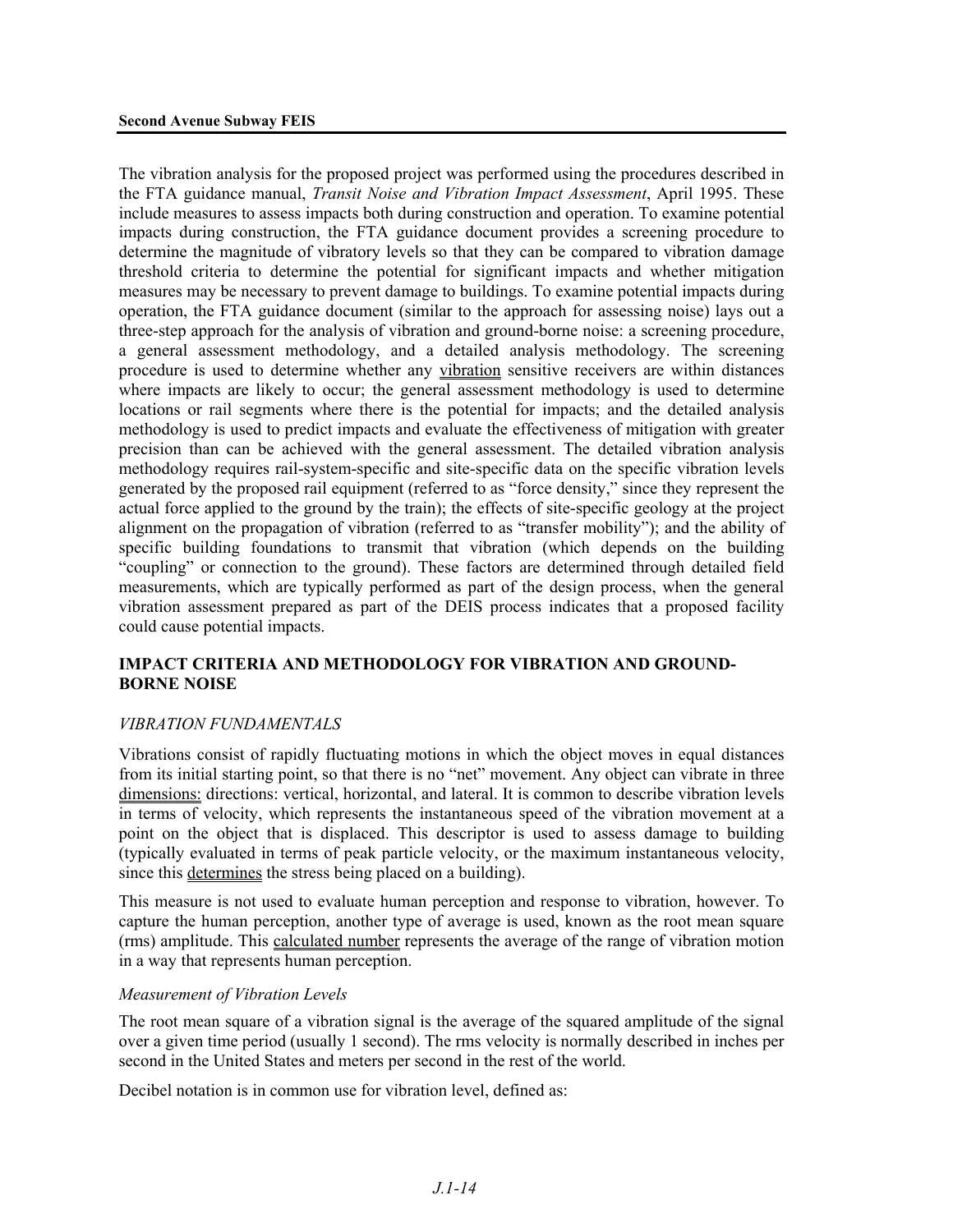The vibration analysis for the proposed project was performed using the procedures described in the FTA guidance manual, *Transit Noise and Vibration Impact Assessment*, April 1995. These include measures to assess impacts both during construction and operation. To examine potential impacts during construction, the FTA guidance document provides a screening procedure to determine the magnitude of vibratory levels so that they can be compared to vibration damage threshold criteria to determine the potential for significant impacts and whether mitigation measures may be necessary to prevent damage to buildings. To examine potential impacts during operation, the FTA guidance document (similar to the approach for assessing noise) lays out a three-step approach for the analysis of vibration and ground-borne noise: a screening procedure, a general assessment methodology, and a detailed analysis methodology. The screening procedure is used to determine whether any vibration sensitive receivers are within distances where impacts are likely to occur; the general assessment methodology is used to determine locations or rail segments where there is the potential for impacts; and the detailed analysis methodology is used to predict impacts and evaluate the effectiveness of mitigation with greater precision than can be achieved with the general assessment. The detailed vibration analysis methodology requires rail-system-specific and site-specific data on the specific vibration levels generated by the proposed rail equipment (referred to as "force density," since they represent the actual force applied to the ground by the train); the effects of site-specific geology at the project alignment on the propagation of vibration (referred to as "transfer mobility"); and the ability of specific building foundations to transmit that vibration (which depends on the building "coupling" or connection to the ground). These factors are determined through detailed field measurements, which are typically performed as part of the design process, when the general vibration assessment prepared as part of the DEIS process indicates that a proposed facility could cause potential impacts.

## IMPACT CRITERIA AND METHODOLOGY FOR VIBRATION AND GROUND-BORNE NOISE

### *VIBRATION FUNDAMENTALS*

Vibrations consist of rapidly fluctuating motions in which the object moves in equal distances from its initial starting point, so that there is no "net" movement. Any object can vibrate in three dimensions: directions: vertical, horizontal, and lateral. It is common to describe vibration levels in terms of velocity, which represents the instantaneous speed of the vibration movement at a point on the object that is displaced. This descriptor is used to assess damage to building (typically evaluated in terms of peak particle velocity, or the maximum instantaneous velocity, since this determines the stress being placed on a building).

This measure is not used to evaluate human perception and response to vibration, however. To capture the human perception, another type of average is used, known as the root mean square (rms) amplitude. This calculated number represents the average of the range of vibration motion in a way that represents human perception.

#### *Measurement of Vibration Levels*

The root mean square of a vibration signal is the average of the squared amplitude of the signal over a given time period (usually 1 second). The rms velocity is normally described in inches per second in the United States and meters per second in the rest of the world.

Decibel notation is in common use for vibration level, defined as: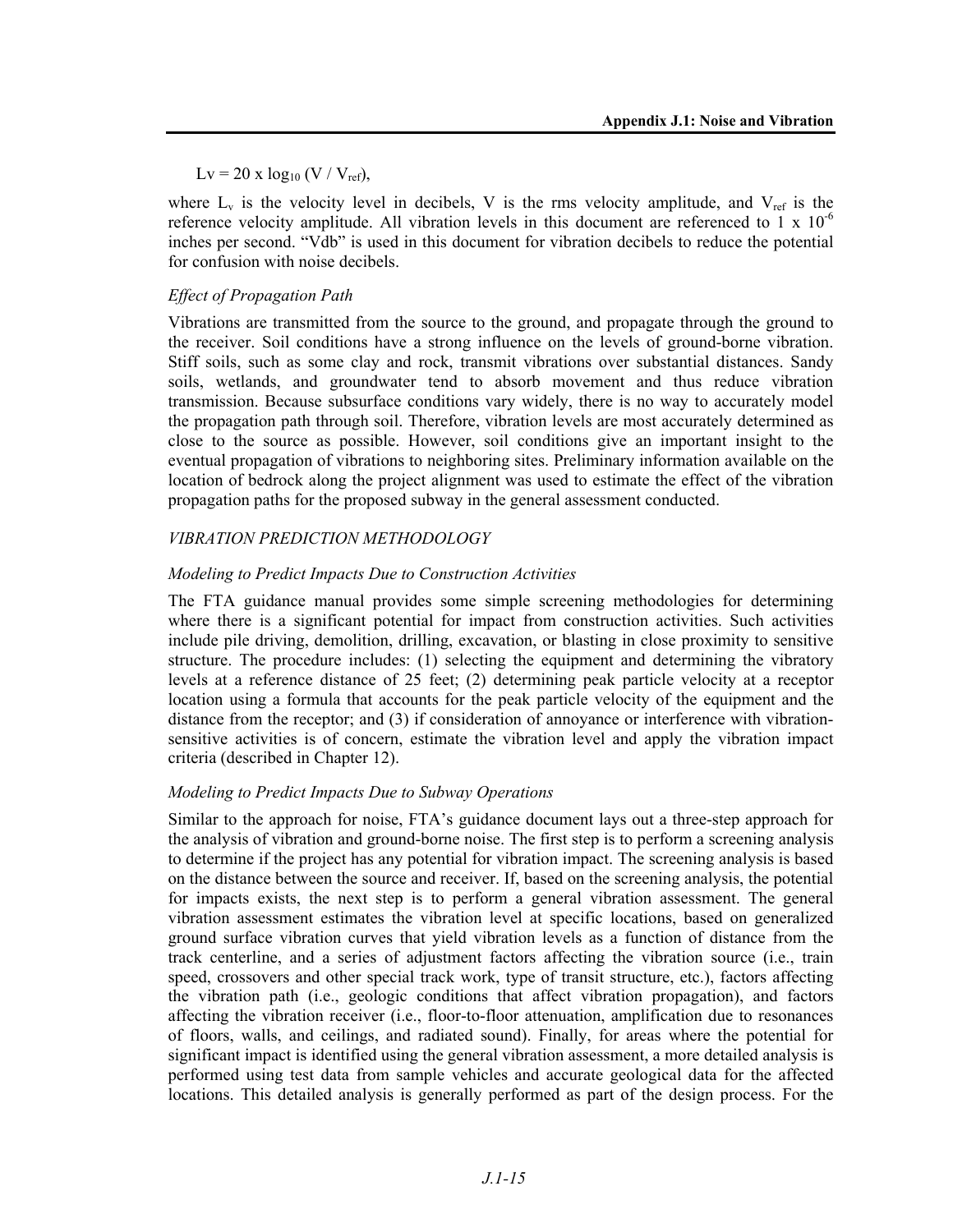$$L_v = 20 \times \log_{10} (V / V_{ref}),$$

where $L_v$ is the velocity level in decibels, V is the rms velocity amplitude, and $V_{ref}$ is the reference velocity amplitude. All vibration levels in this document are referenced to $1 \times 10^{-6}$ inches per second. "Vdb" is used in this document for vibration decibels to reduce the potential for confusion with noise decibels.

*Effect of Propagation Path*

Vibrations are transmitted from the source to the ground, and propagate through the ground to the receiver. Soil conditions have a strong influence on the levels of ground-borne vibration. Stiff soils, such as some clay and rock, transmit vibrations over substantial distances. Sandy soils, wetlands, and groundwater tend to absorb movement and thus reduce vibration transmission. Because subsurface conditions vary widely, there is no way to accurately model the propagation path through soil. Therefore, vibration levels are most accurately determined as close to the source as possible. However, soil conditions give an important insight to the eventual propagation of vibrations to neighboring sites. Preliminary information available on the location of bedrock along the project alignment was used to estimate the effect of the vibration propagation paths for the proposed subway in the general assessment conducted.

*VIBRATION PREDICTION METHODOLOGY*

*Modeling to Predict Impacts Due to Construction Activities*

The FTA guidance manual provides some simple screening methodologies for determining where there is a significant potential for impact from construction activities. Such activities include pile driving, demolition, drilling, excavation, or blasting in close proximity to sensitive structure. The procedure includes: (1) selecting the equipment and determining the vibratory levels at a reference distance of 25 feet; (2) determining peak particle velocity at a receptor location using a formula that accounts for the peak particle velocity of the equipment and the distance from the receptor; and (3) if consideration of annoyance or interference with vibration-sensitive activities is of concern, estimate the vibration level and apply the vibration impact criteria (described in Chapter 12).

*Modeling to Predict Impacts Due to Subway Operations*

Similar to the approach for noise, FTA's guidance document lays out a three-step approach for the analysis of vibration and ground-borne noise. The first step is to perform a screening analysis to determine if the project has any potential for vibration impact. The screening analysis is based on the distance between the source and receiver. If, based on the screening analysis, the potential for impacts exists, the next step is to perform a general vibration assessment. The general vibration assessment estimates the vibration level at specific locations, based on generalized ground surface vibration curves that yield vibration levels as a function of distance from the track centerline, and a series of adjustment factors affecting the vibration source (i.e., train speed, crossovers and other special track work, type of transit structure, etc.), factors affecting the vibration path (i.e., geologic conditions that affect vibration propagation), and factors affecting the vibration receiver (i.e., floor-to-floor attenuation, amplification due to resonances of floors, walls, and ceilings, and radiated sound). Finally, for areas where the potential for significant impact is identified using the general vibration assessment, a more detailed analysis is performed using test data from sample vehicles and accurate geological data for the affected locations. This detailed analysis is generally performed as part of the design process. For the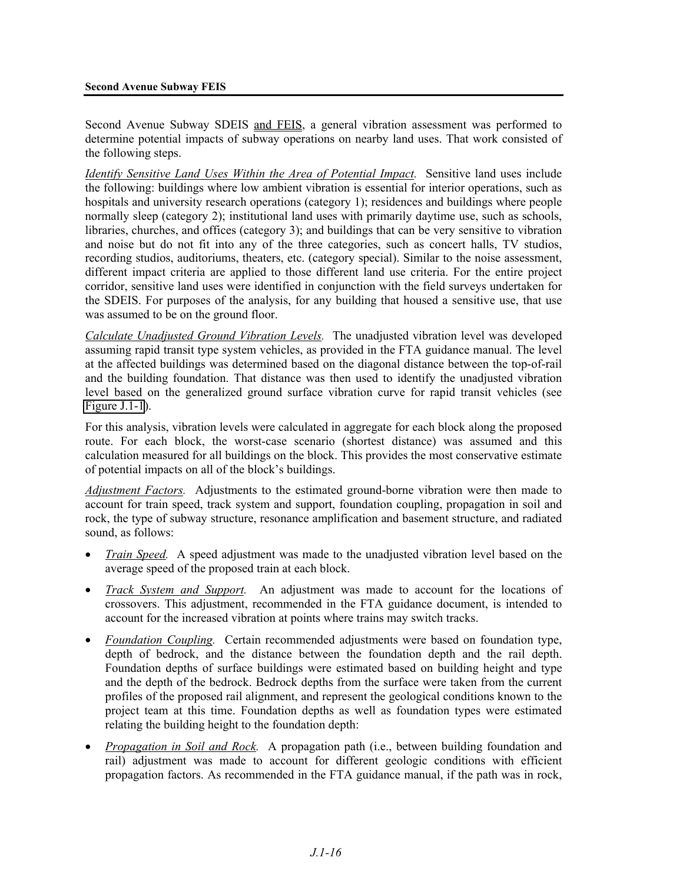Second Avenue Subway SDEIS and FEIS, a general vibration assessment was performed to determine potential impacts of subway operations on nearby land uses. That work consisted of the following steps.

*Identify Sensitive Land Uses Within the Area of Potential Impact.* Sensitive land uses include the following: buildings where low ambient vibration is essential for interior operations, such as hospitals and university research operations (category 1); residences and buildings where people normally sleep (category 2); institutional land uses with primarily daytime use, such as schools, libraries, churches, and offices (category 3); and buildings that can be very sensitive to vibration and noise but do not fit into any of the three categories, such as concert halls, TV studios, recording studios, auditoriums, theaters, etc. (category special). Similar to the noise assessment, different impact criteria are applied to those different land use criteria. For the entire project corridor, sensitive land uses were identified in conjunction with the field surveys undertaken for the SDEIS. For purposes of the analysis, for any building that housed a sensitive use, that use was assumed to be on the ground floor.

*Calculate Unadjusted Ground Vibration Levels.* The unadjusted vibration level was developed assuming rapid transit type system vehicles, as provided in the FTA guidance manual. The level at the affected buildings was determined based on the diagonal distance between the top-of-rail and the building foundation. That distance was then used to identify the unadjusted vibration level based on the generalized ground surface vibration curve for rapid transit vehicles (see Figure J.1-1).

For this analysis, vibration levels were calculated in aggregate for each block along the proposed route. For each block, the worst-case scenario (shortest distance) was assumed and this calculation measured for all buildings on the block. This provides the most conservative estimate of potential impacts on all of the block's buildings.

*Adjustment Factors.* Adjustments to the estimated ground-borne vibration were then made to account for train speed, track system and support, foundation coupling, propagation in soil and rock, the type of subway structure, resonance amplification and basement structure, and radiated sound, as follows:

- *Train Speed.* A speed adjustment was made to the unadjusted vibration level based on the average speed of the proposed train at each block.
- *Track System and Support.* An adjustment was made to account for the locations of crossovers. This adjustment, recommended in the FTA guidance document, is intended to account for the increased vibration at points where trains may switch tracks.
- *Foundation Coupling.* Certain recommended adjustments were based on foundation type, depth of bedrock, and the distance between the foundation depth and the rail depth. Foundation depths of surface buildings were estimated based on building height and type and the depth of the bedrock. Bedrock depths from the surface were taken from the current profiles of the proposed rail alignment, and represent the geological conditions known to the project team at this time. Foundation depths as well as foundation types were estimated relating the building height to the foundation depth:
- *Propagation in Soil and Rock.* A propagation path (i.e., between building foundation and rail) adjustment was made to account for different geologic conditions with efficient propagation factors. As recommended in the FTA guidance manual, if the path was in rock,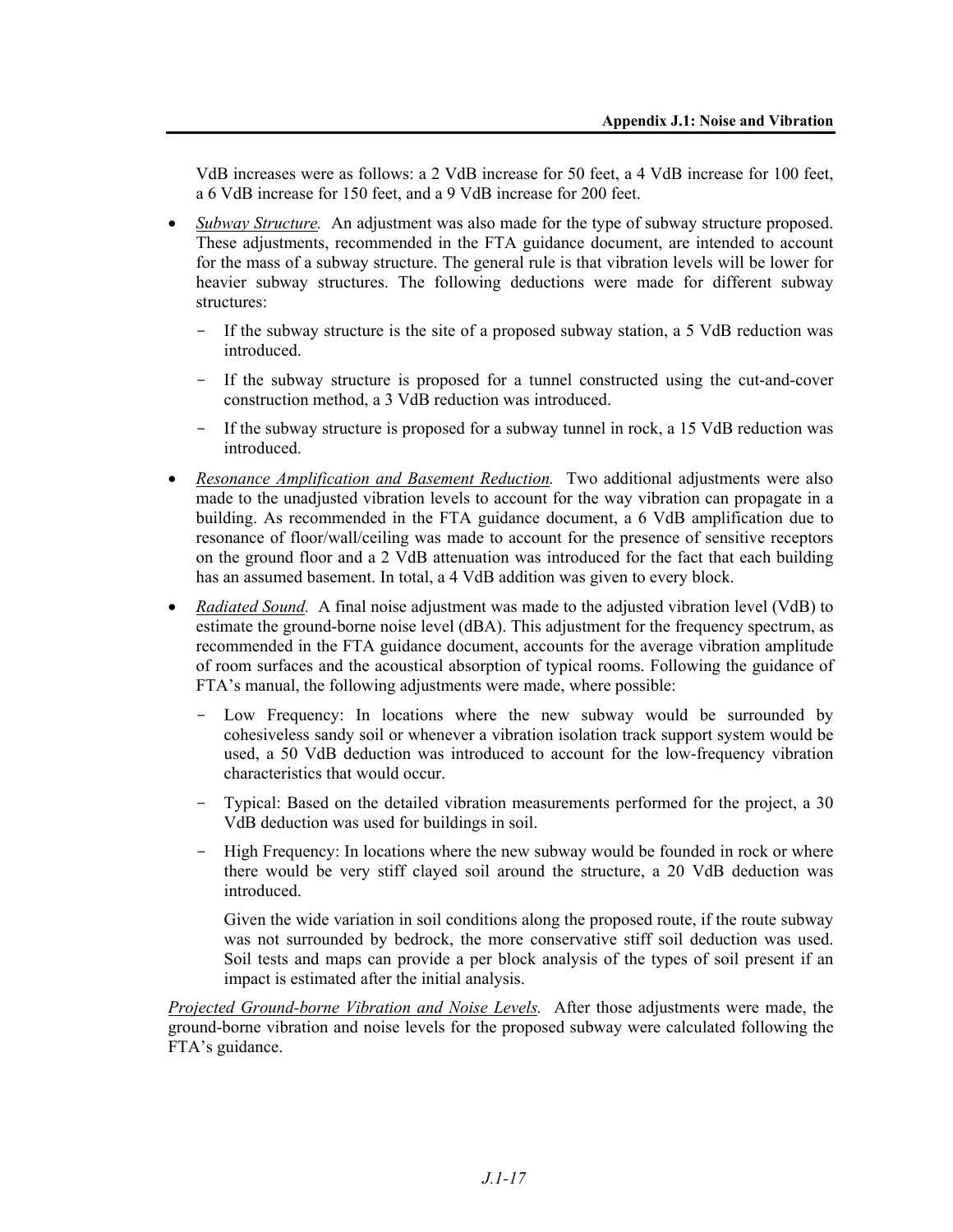VdB increases were as follows: a 2 VdB increase for 50 feet, a 4 VdB increase for 100 feet, a 6 VdB increase for 150 feet, and a 9 VdB increase for 200 feet.

- *Subway Structure.* An adjustment was also made for the type of subway structure proposed. These adjustments, recommended in the FTA guidance document, are intended to account for the mass of a subway structure. The general rule is that vibration levels will be lower for heavier subway structures. The following deductions were made for different subway structures:
  - If the subway structure is the site of a proposed subway station, a 5 VdB reduction was introduced.
  - If the subway structure is proposed for a tunnel constructed using the cut-and-cover construction method, a 3 VdB reduction was introduced.
  - If the subway structure is proposed for a subway tunnel in rock, a 15 VdB reduction was introduced.
- *Resonance Amplification and Basement Reduction.* Two additional adjustments were also made to the unadjusted vibration levels to account for the way vibration can propagate in a building. As recommended in the FTA guidance document, a 6 VdB amplification due to resonance of floor/wall/ceiling was made to account for the presence of sensitive receptors on the ground floor and a 2 VdB attenuation was introduced for the fact that each building has an assumed basement. In total, a 4 VdB addition was given to every block.
- *Radiated Sound.* A final noise adjustment was made to the adjusted vibration level (VdB) to estimate the ground-borne noise level (dBA). This adjustment for the frequency spectrum, as recommended in the FTA guidance document, accounts for the average vibration amplitude of room surfaces and the acoustical absorption of typical rooms. Following the guidance of FTA's manual, the following adjustments were made, where possible:
  - Low Frequency: In locations where the new subway would be surrounded by cohesiveless sandy soil or whenever a vibration isolation track support system would be used, a 50 VdB deduction was introduced to account for the low-frequency vibration characteristics that would occur.
  - Typical: Based on the detailed vibration measurements performed for the project, a 30 VdB deduction was used for buildings in soil.
  - High Frequency: In locations where the new subway would be founded in rock or where there would be very stiff clayed soil around the structure, a 20 VdB deduction was introduced.

    Given the wide variation in soil conditions along the proposed route, if the route subway was not surrounded by bedrock, the more conservative stiff soil deduction was used. Soil tests and maps can provide a per block analysis of the types of soil present if an impact is estimated after the initial analysis.

*Projected Ground-borne Vibration and Noise Levels.* After those adjustments were made, the ground-borne vibration and noise levels for the proposed subway were calculated following the FTA's guidance.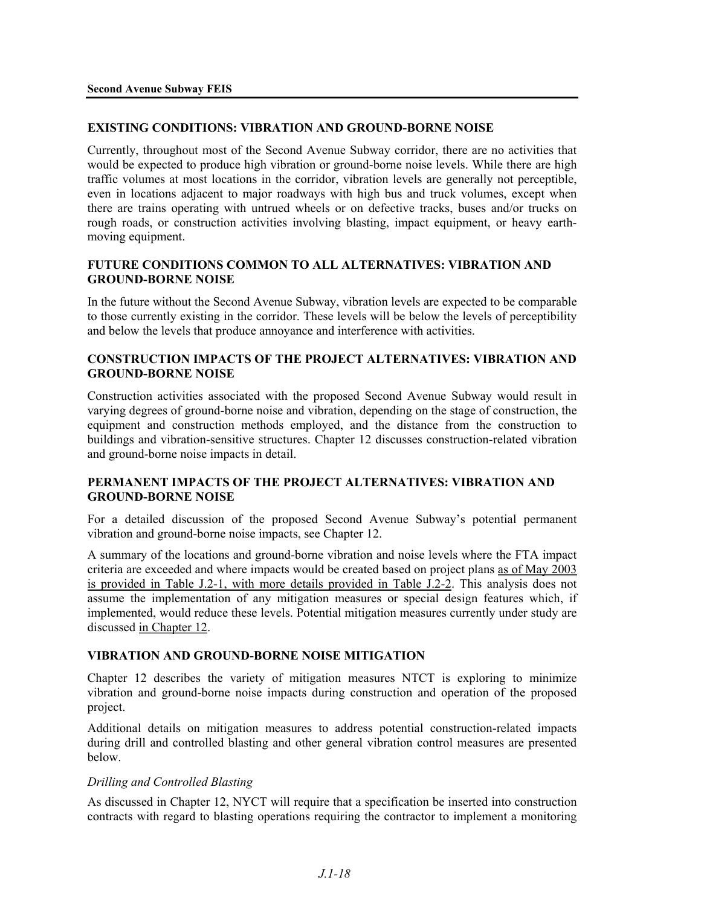## EXISTING CONDITIONS: VIBRATION AND GROUND-BORNE NOISE

Currently, throughout most of the Second Avenue Subway corridor, there are no activities that would be expected to produce high vibration or ground-borne noise levels. While there are high traffic volumes at most locations in the corridor, vibration levels are generally not perceptible, even in locations adjacent to major roadways with high bus and truck volumes, except when there are trains operating with untrued wheels or on defective tracks, buses and/or trucks on rough roads, or construction activities involving blasting, impact equipment, or heavy earth-moving equipment.

## FUTURE CONDITIONS COMMON TO ALL ALTERNATIVES: VIBRATION AND GROUND-BORNE NOISE

In the future without the Second Avenue Subway, vibration levels are expected to be comparable to those currently existing in the corridor. These levels will be below the levels of perceptibility and below the levels that produce annoyance and interference with activities.

## CONSTRUCTION IMPACTS OF THE PROJECT ALTERNATIVES: VIBRATION AND GROUND-BORNE NOISE

Construction activities associated with the proposed Second Avenue Subway would result in varying degrees of ground-borne noise and vibration, depending on the stage of construction, the equipment and construction methods employed, and the distance from the construction to buildings and vibration-sensitive structures. Chapter 12 discusses construction-related vibration and ground-borne noise impacts in detail.

## PERMANENT IMPACTS OF THE PROJECT ALTERNATIVES: VIBRATION AND GROUND-BORNE NOISE

For a detailed discussion of the proposed Second Avenue Subway's potential permanent vibration and ground-borne noise impacts, see Chapter 12.

A summary of the locations and ground-borne vibration and noise levels where the FTA impact criteria are exceeded and where impacts would be created based on project plans as of May 2003 is provided in Table J.2-1, with more details provided in Table J.2-2. This analysis does not assume the implementation of any mitigation measures or special design features which, if implemented, would reduce these levels. Potential mitigation measures currently under study are discussed in Chapter 12.

## VIBRATION AND GROUND-BORNE NOISE MITIGATION

Chapter 12 describes the variety of mitigation measures NTCT is exploring to minimize vibration and ground-borne noise impacts during construction and operation of the proposed project.

Additional details on mitigation measures to address potential construction-related impacts during drill and controlled blasting and other general vibration control measures are presented below.

*Drilling and Controlled Blasting*

As discussed in Chapter 12, NYCT will require that a specification be inserted into construction contracts with regard to blasting operations requiring the contractor to implement a monitoring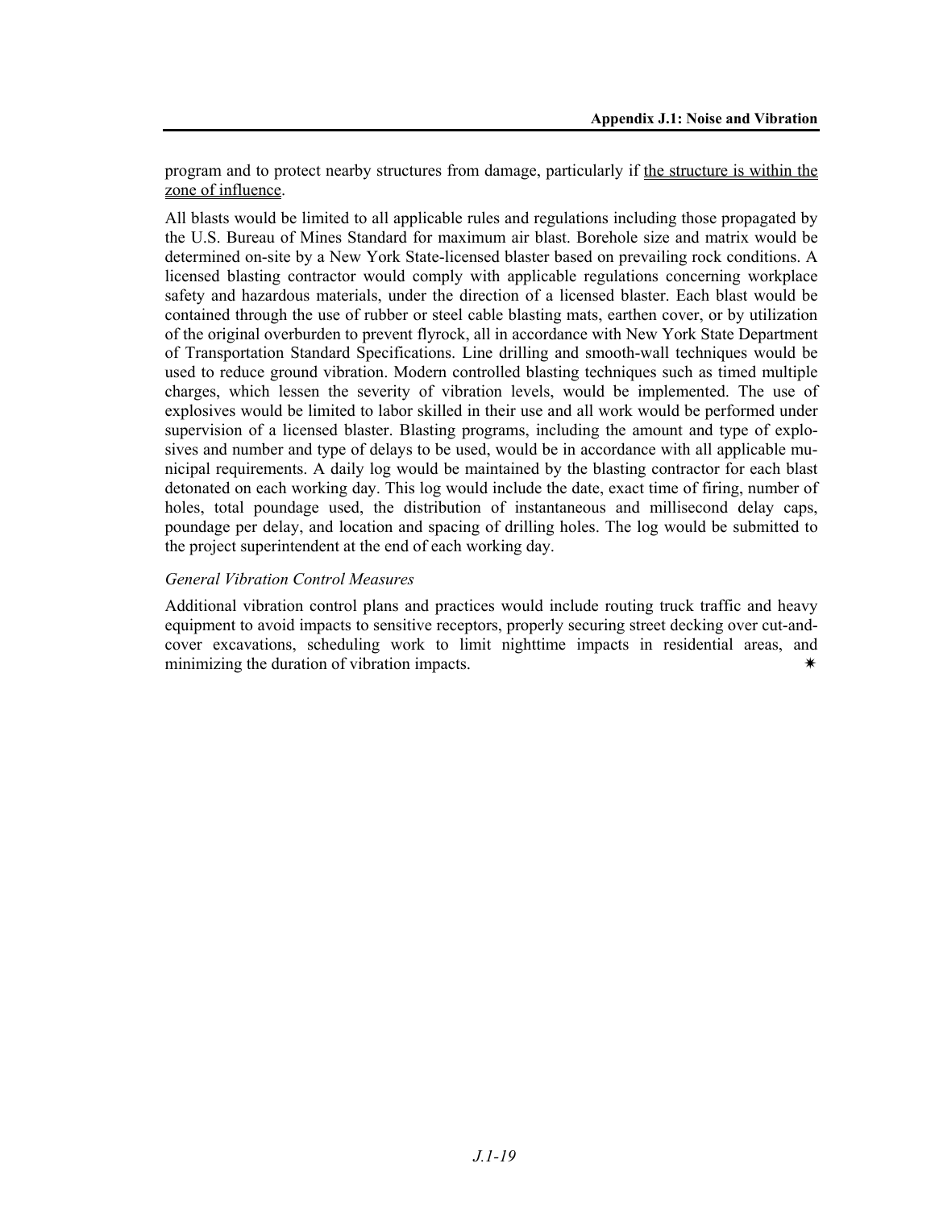program and to protect nearby structures from damage, particularly if the structure is within the zone of influence.

All blasts would be limited to all applicable rules and regulations including those propagated by the U.S. Bureau of Mines Standard for maximum air blast. Borehole size and matrix would be determined on-site by a New York State-licensed blaster based on prevailing rock conditions. A licensed blasting contractor would comply with applicable regulations concerning workplace safety and hazardous materials, under the direction of a licensed blaster. Each blast would be contained through the use of rubber or steel cable blasting mats, earthen cover, or by utilization of the original overburden to prevent flyrock, all in accordance with New York State Department of Transportation Standard Specifications. Line drilling and smooth-wall techniques would be used to reduce ground vibration. Modern controlled blasting techniques such as timed multiple charges, which lessen the severity of vibration levels, would be implemented. The use of explosives would be limited to labor skilled in their use and all work would be performed under supervision of a licensed blaster. Blasting programs, including the amount and type of explosives and number and type of delays to be used, would be in accordance with all applicable municipal requirements. A daily log would be maintained by the blasting contractor for each blast detonated on each working day. This log would include the date, exact time of firing, number of holes, total poundage used, the distribution of instantaneous and millisecond delay caps, poundage per delay, and location and spacing of drilling holes. The log would be submitted to the project superintendent at the end of each working day.

*General Vibration Control Measures*

Additional vibration control plans and practices would include routing truck traffic and heavy equipment to avoid impacts to sensitive receptors, properly securing street decking over cut-and-cover excavations, scheduling work to limit nighttime impacts in residential areas, and minimizing the duration of vibration impacts. ✷